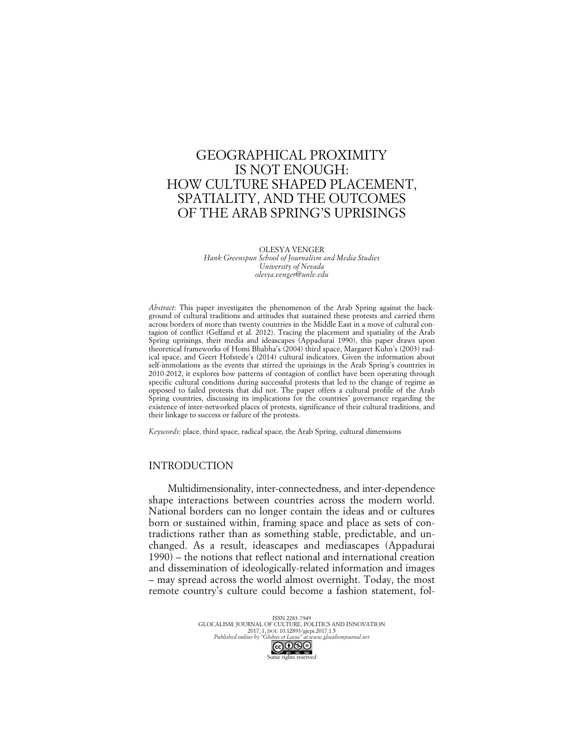# GEOGRAPHICAL PROXIMITY IS NOT ENOUGH: HOW CULTURE SHAPED PLACEMENT, SPATIALITY, AND THE OUTCOMES OF THE ARAB SPRING'S UPRISINGS

OLESYA VENGER
*Hank Greenspun School of Journalism and Media Studies*
*University of Nevada*
*olesya.venger@unlv.edu*

*Abstract*: This paper investigates the phenomenon of the Arab Spring against the background of cultural traditions and attitudes that sustained these protests and carried them across borders of more than twenty countries in the Middle East in a move of cultural contagion of conflict (Gelfand et al. 2012). Tracing the placement and spatiality of the Arab Spring uprisings, their media and ideascapes (Appadurai 1990), this paper draws upon theoretical frameworks of Homi Bhabha's (2004) third space, Margaret Kuhn's (2003) radical space, and Geert Hofstede's (2014) cultural indicators. Given the information about self-immolations as the events that stirred the uprisings in the Arab Spring's countries in 2010-2012, it explores how patterns of contagion of conflict have been operating through specific cultural conditions during successful protests that led to the change of regime as opposed to failed protests that did not. The paper offers a cultural profile of the Arab Spring countries, discussing its implications for the countries' governance regarding the existence of inter-networked places of protests, significance of their cultural traditions, and their linkage to success or failure of the protests.

*Keywords*: place, third space, radical space, the Arab Spring, cultural dimensions

## INTRODUCTION

Multidimensionality, inter-connectedness, and inter-dependence shape interactions between countries across the modern world. National borders can no longer contain the ideas and or cultures born or sustained within, framing space and place as sets of contradictions rather than as something stable, predictable, and unchanged. As a result, ideascapes and mediascapes (Appadurai 1990) – the notions that reflect national and international creation and dissemination of ideologically-related information and images – may spread across the world almost overnight. Today, the most remote country's culture could become a fashion statement, fol-

ISSN 2283-7949
GLOCALISM: JOURNAL OF CULTURE, POLITICS AND INNOVATION
2017, 1, DOI: 10.12893/gjcpi.2017.1.5
*Published online by "Globus et Locus" at www.glocalismjournal.net*
Some rights reserved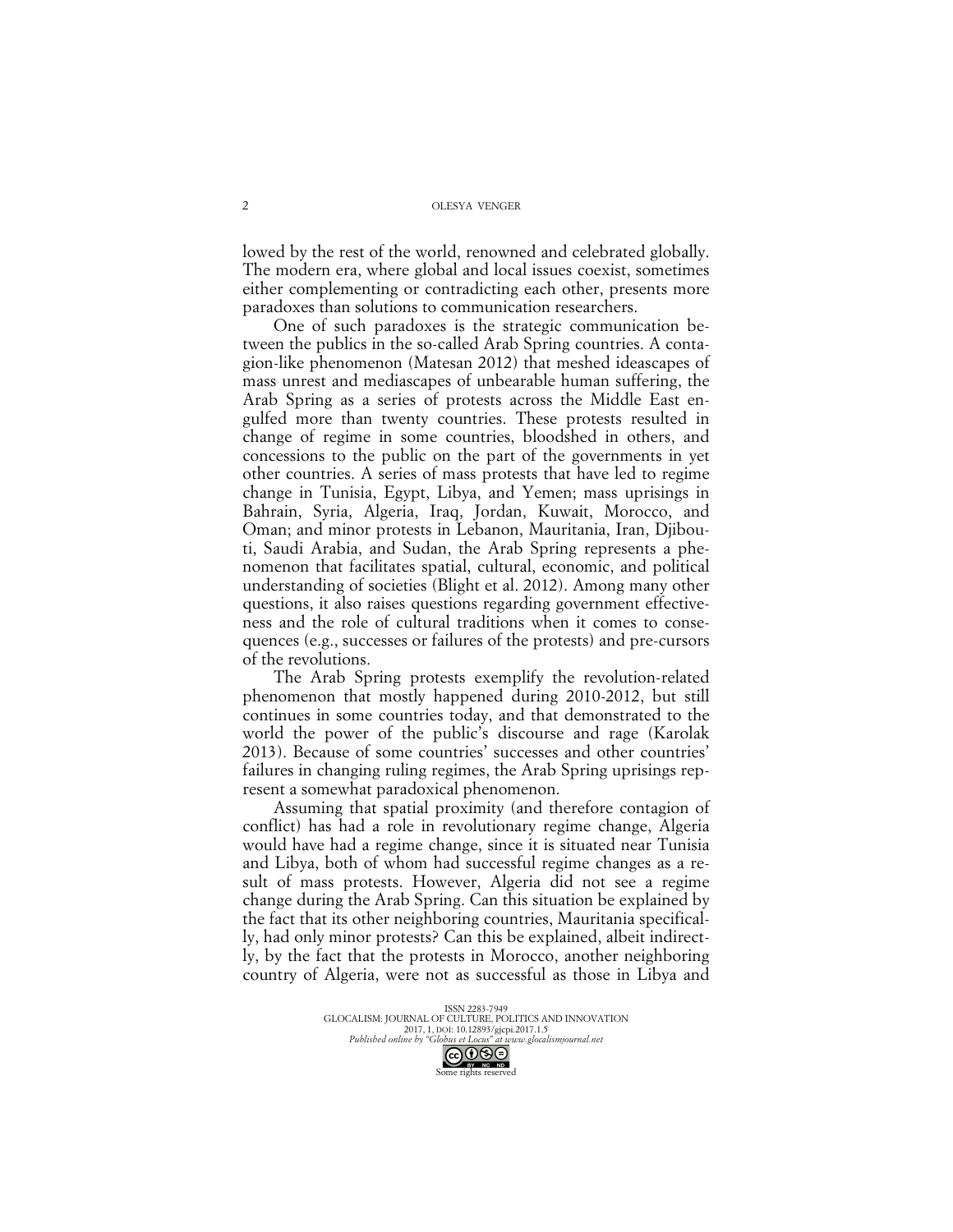lowed by the rest of the world, renowned and celebrated globally. The modern era, where global and local issues coexist, sometimes either complementing or contradicting each other, presents more paradoxes than solutions to communication researchers.

One of such paradoxes is the strategic communication between the publics in the so-called Arab Spring countries. A contagion-like phenomenon (Matesan 2012) that meshed ideascapes of mass unrest and mediascapes of unbearable human suffering, the Arab Spring as a series of protests across the Middle East engulfed more than twenty countries. These protests resulted in change of regime in some countries, bloodshed in others, and concessions to the public on the part of the governments in yet other countries. A series of mass protests that have led to regime change in Tunisia, Egypt, Libya, and Yemen; mass uprisings in Bahrain, Syria, Algeria, Iraq, Jordan, Kuwait, Morocco, and Oman; and minor protests in Lebanon, Mauritania, Iran, Djibouti, Saudi Arabia, and Sudan, the Arab Spring represents a phenomenon that facilitates spatial, cultural, economic, and political understanding of societies (Blight et al. 2012). Among many other questions, it also raises questions regarding government effectiveness and the role of cultural traditions when it comes to consequences (e.g., successes or failures of the protests) and pre-cursors of the revolutions.

The Arab Spring protests exemplify the revolution-related phenomenon that mostly happened during 2010-2012, but still continues in some countries today, and that demonstrated to the world the power of the public's discourse and rage (Karolak 2013). Because of some countries' successes and other countries' failures in changing ruling regimes, the Arab Spring uprisings represent a somewhat paradoxical phenomenon.

Assuming that spatial proximity (and therefore contagion of conflict) has had a role in revolutionary regime change, Algeria would have had a regime change, since it is situated near Tunisia and Libya, both of whom had successful regime changes as a result of mass protests. However, Algeria did not see a regime change during the Arab Spring. Can this situation be explained by the fact that its other neighboring countries, Mauritania specifically, had only minor protests? Can this be explained, albeit indirectly, by the fact that the protests in Morocco, another neighboring country of Algeria, were not as successful as those in Libya and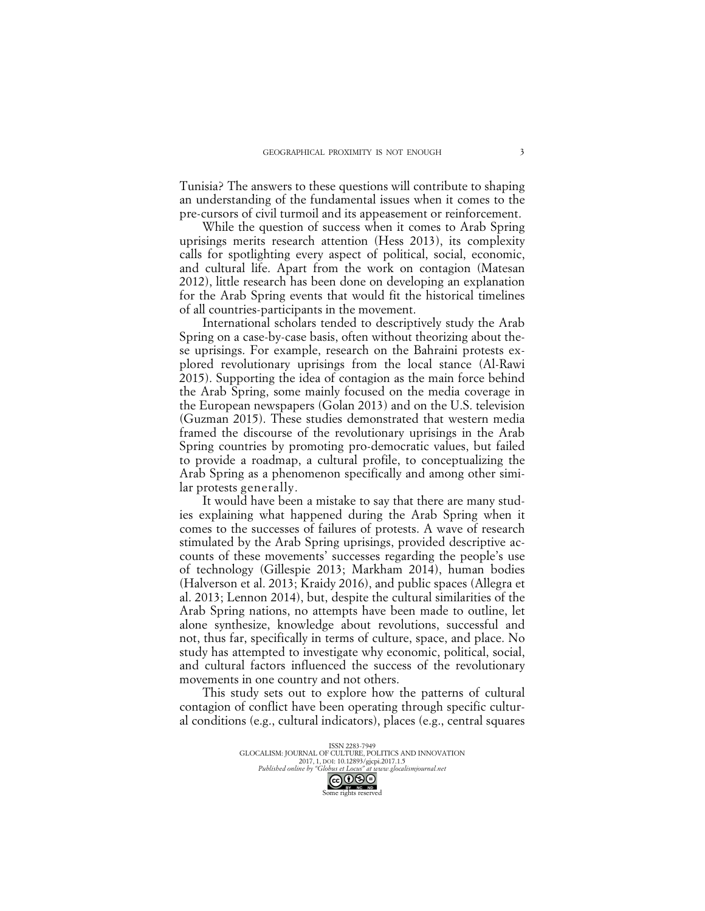Tunisia? The answers to these questions will contribute to shaping an understanding of the fundamental issues when it comes to the pre-cursors of civil turmoil and its appeasement or reinforcement.

While the question of success when it comes to Arab Spring uprisings merits research attention (Hess 2013), its complexity calls for spotlighting every aspect of political, social, economic, and cultural life. Apart from the work on contagion (Matesan 2012), little research has been done on developing an explanation for the Arab Spring events that would fit the historical timelines of all countries-participants in the movement.

International scholars tended to descriptively study the Arab Spring on a case-by-case basis, often without theorizing about these uprisings. For example, research on the Bahraini protests explored revolutionary uprisings from the local stance (Al-Rawi 2015). Supporting the idea of contagion as the main force behind the Arab Spring, some mainly focused on the media coverage in the European newspapers (Golan 2013) and on the U.S. television (Guzman 2015). These studies demonstrated that western media framed the discourse of the revolutionary uprisings in the Arab Spring countries by promoting pro-democratic values, but failed to provide a roadmap, a cultural profile, to conceptualizing the Arab Spring as a phenomenon specifically and among other similar protests generally.

It would have been a mistake to say that there are many studies explaining what happened during the Arab Spring when it comes to the successes of failures of protests. A wave of research stimulated by the Arab Spring uprisings, provided descriptive accounts of these movements' successes regarding the people's use of technology (Gillespie 2013; Markham 2014), human bodies (Halverson et al. 2013; Kraidy 2016), and public spaces (Allegra et al. 2013; Lennon 2014), but, despite the cultural similarities of the Arab Spring nations, no attempts have been made to outline, let alone synthesize, knowledge about revolutions, successful and not, thus far, specifically in terms of culture, space, and place. No study has attempted to investigate why economic, political, social, and cultural factors influenced the success of the revolutionary movements in one country and not others.

This study sets out to explore how the patterns of cultural contagion of conflict have been operating through specific cultural conditions (e.g., cultural indicators), places (e.g., central squares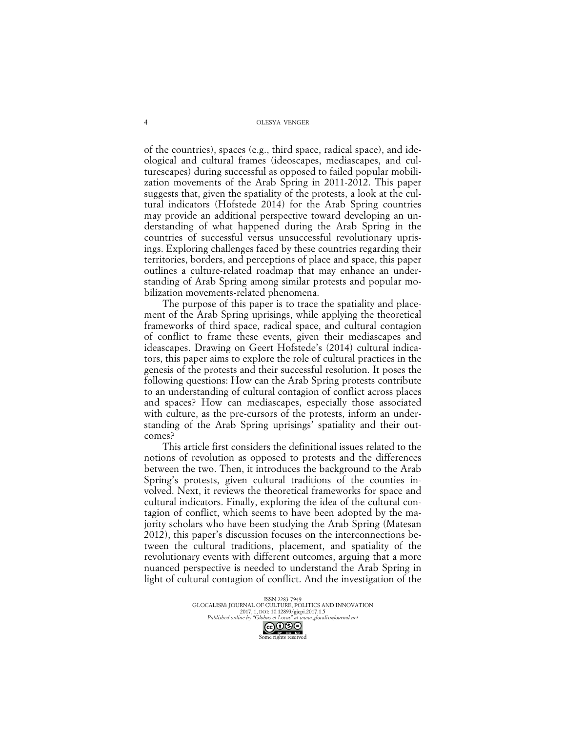of the countries), spaces (e.g., third space, radical space), and ideological and cultural frames (ideoscapes, mediascapes, and culturescapes) during successful as opposed to failed popular mobilization movements of the Arab Spring in 2011-2012. This paper suggests that, given the spatiality of the protests, a look at the cultural indicators (Hofstede 2014) for the Arab Spring countries may provide an additional perspective toward developing an understanding of what happened during the Arab Spring in the countries of successful versus unsuccessful revolutionary uprisings. Exploring challenges faced by these countries regarding their territories, borders, and perceptions of place and space, this paper outlines a culture-related roadmap that may enhance an understanding of Arab Spring among similar protests and popular mobilization movements-related phenomena.

The purpose of this paper is to trace the spatiality and placement of the Arab Spring uprisings, while applying the theoretical frameworks of third space, radical space, and cultural contagion of conflict to frame these events, given their mediascapes and ideascapes. Drawing on Geert Hofstede's (2014) cultural indicators, this paper aims to explore the role of cultural practices in the genesis of the protests and their successful resolution. It poses the following questions: How can the Arab Spring protests contribute to an understanding of cultural contagion of conflict across places and spaces? How can mediascapes, especially those associated with culture, as the pre-cursors of the protests, inform an understanding of the Arab Spring uprisings' spatiality and their outcomes?

This article first considers the definitional issues related to the notions of revolution as opposed to protests and the differences between the two. Then, it introduces the background to the Arab Spring's protests, given cultural traditions of the counties involved. Next, it reviews the theoretical frameworks for space and cultural indicators. Finally, exploring the idea of the cultural contagion of conflict, which seems to have been adopted by the majority scholars who have been studying the Arab Spring (Matesan 2012), this paper's discussion focuses on the interconnections between the cultural traditions, placement, and spatiality of the revolutionary events with different outcomes, arguing that a more nuanced perspective is needed to understand the Arab Spring in light of cultural contagion of conflict. And the investigation of the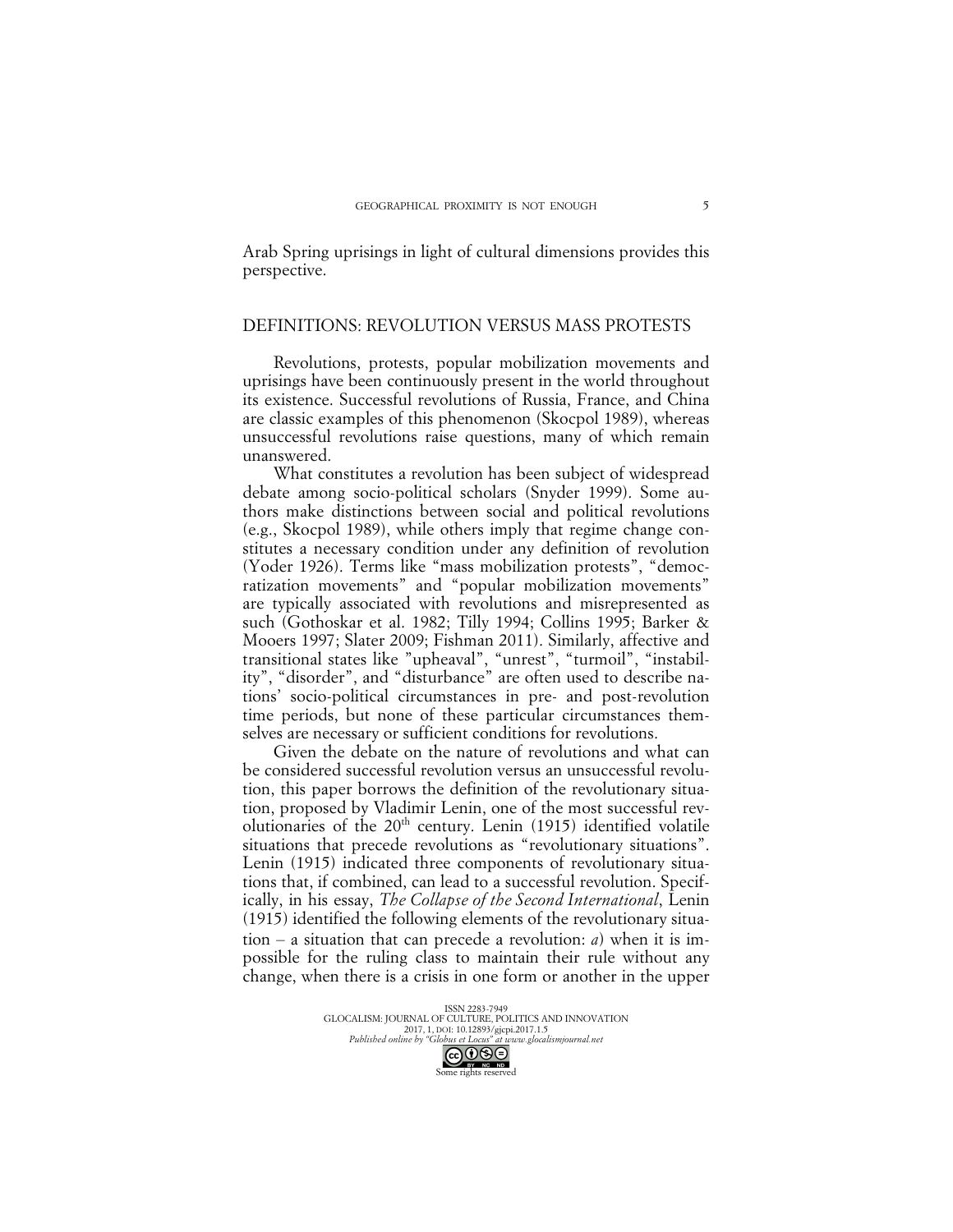Arab Spring uprisings in light of cultural dimensions provides this perspective.

## DEFINITIONS: REVOLUTION VERSUS MASS PROTESTS

Revolutions, protests, popular mobilization movements and uprisings have been continuously present in the world throughout its existence. Successful revolutions of Russia, France, and China are classic examples of this phenomenon (Skocpol 1989), whereas unsuccessful revolutions raise questions, many of which remain unanswered.

What constitutes a revolution has been subject of widespread debate among socio-political scholars (Snyder 1999). Some authors make distinctions between social and political revolutions (e.g., Skocpol 1989), while others imply that regime change constitutes a necessary condition under any definition of revolution (Yoder 1926). Terms like "mass mobilization protests", "democratization movements" and "popular mobilization movements" are typically associated with revolutions and misrepresented as such (Gothoskar et al. 1982; Tilly 1994; Collins 1995; Barker & Mooers 1997; Slater 2009; Fishman 2011). Similarly, affective and transitional states like "upheaval", "unrest", "turmoil", "instability", "disorder", and "disturbance" are often used to describe nations' socio-political circumstances in pre- and post-revolution time periods, but none of these particular circumstances themselves are necessary or sufficient conditions for revolutions.

Given the debate on the nature of revolutions and what can be considered successful revolution versus an unsuccessful revolution, this paper borrows the definition of the revolutionary situation, proposed by Vladimir Lenin, one of the most successful revolutionaries of the 20th century. Lenin (1915) identified volatile situations that precede revolutions as "revolutionary situations". Lenin (1915) indicated three components of revolutionary situations that, if combined, can lead to a successful revolution. Specifically, in his essay, *The Collapse of the Second International*, Lenin (1915) identified the following elements of the revolutionary situation – a situation that can precede a revolution: *a*) when it is impossible for the ruling class to maintain their rule without any change, when there is a crisis in one form or another in the upper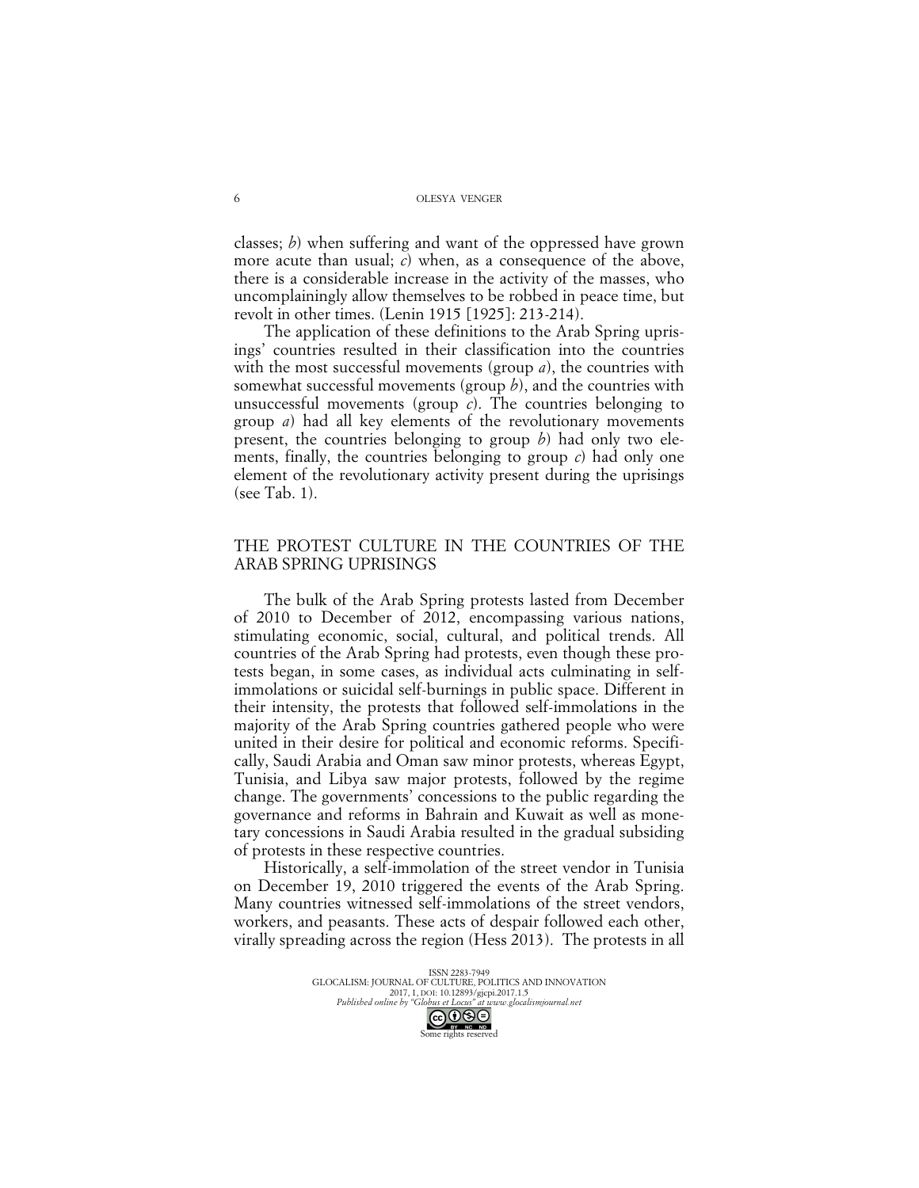classes; *b*) when suffering and want of the oppressed have grown more acute than usual; *c*) when, as a consequence of the above, there is a considerable increase in the activity of the masses, who uncomplainingly allow themselves to be robbed in peace time, but revolt in other times. (Lenin 1915 [1925]: 213-214).

The application of these definitions to the Arab Spring uprisings' countries resulted in their classification into the countries with the most successful movements (group *a*), the countries with somewhat successful movements (group *b*), and the countries with unsuccessful movements (group *c*). The countries belonging to group *a*) had all key elements of the revolutionary movements present, the countries belonging to group *b*) had only two elements, finally, the countries belonging to group *c*) had only one element of the revolutionary activity present during the uprisings (see Tab. 1).

## THE PROTEST CULTURE IN THE COUNTRIES OF THE ARAB SPRING UPRISINGS

The bulk of the Arab Spring protests lasted from December of 2010 to December of 2012, encompassing various nations, stimulating economic, social, cultural, and political trends. All countries of the Arab Spring had protests, even though these protests began, in some cases, as individual acts culminating in self-immolations or suicidal self-burnings in public space. Different in their intensity, the protests that followed self-immolations in the majority of the Arab Spring countries gathered people who were united in their desire for political and economic reforms. Specifically, Saudi Arabia and Oman saw minor protests, whereas Egypt, Tunisia, and Libya saw major protests, followed by the regime change. The governments' concessions to the public regarding the governance and reforms in Bahrain and Kuwait as well as monetary concessions in Saudi Arabia resulted in the gradual subsiding of protests in these respective countries.

Historically, a self-immolation of the street vendor in Tunisia on December 19, 2010 triggered the events of the Arab Spring. Many countries witnessed self-immolations of the street vendors, workers, and peasants. These acts of despair followed each other, virally spreading across the region (Hess 2013). The protests in all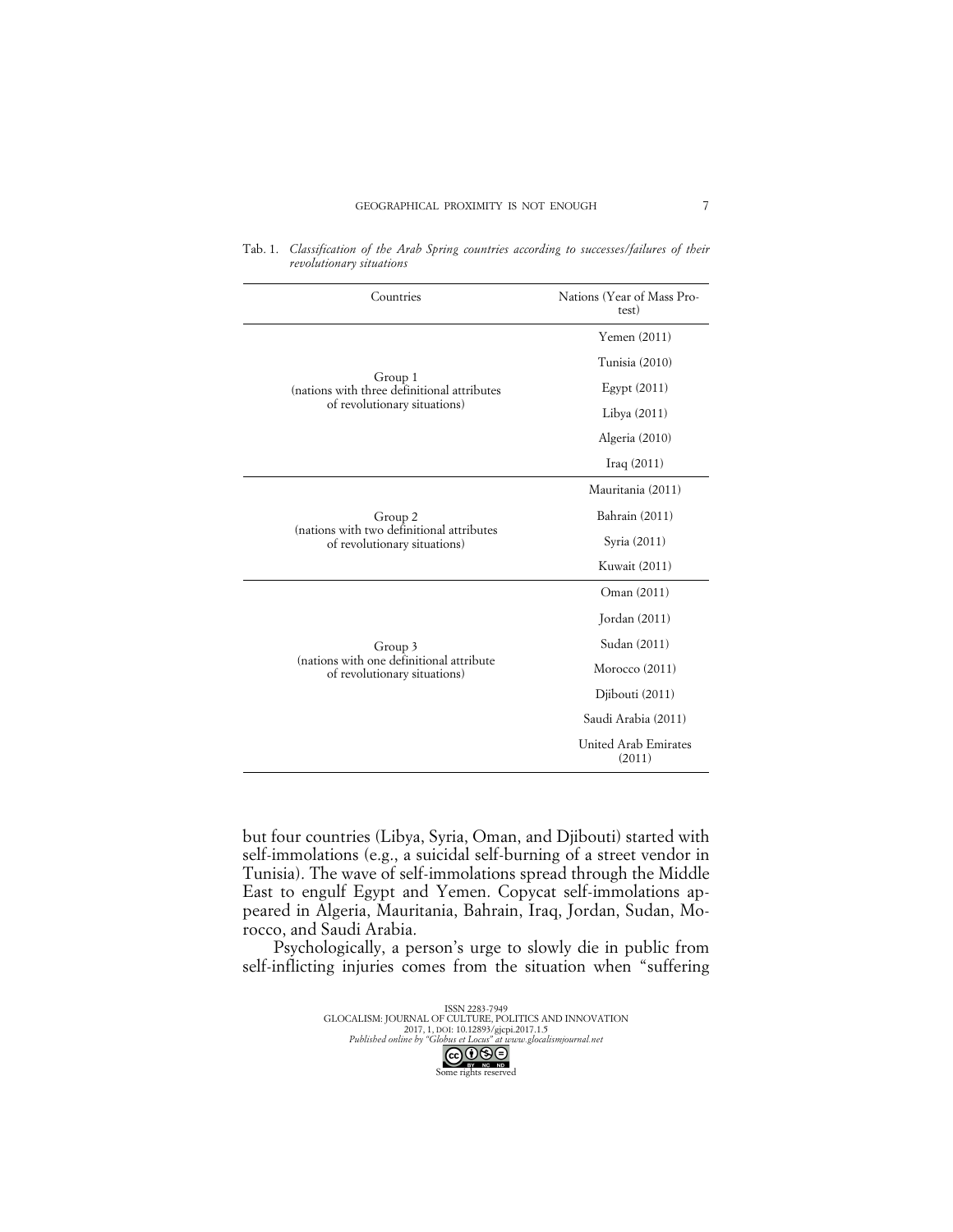Tab. 1. *Classification of the Arab Spring countries according to successes/failures of their revolutionary situations*

| Countries | Nations (Year of Mass Protest) |
|---|---|
| Group 1 (nations with three definitional attributes of revolutionary situations) | Yemen (2011) |
| | Tunisia (2010) |
| | Egypt (2011) |
| | Libya (2011) |
| | Algeria (2010) |
| | Iraq (2011) |
| Group 2 (nations with two definitional attributes of revolutionary situations) | Mauritania (2011) |
| | Bahrain (2011) |
| | Syria (2011) |
| | Kuwait (2011) |
| Group 3 (nations with one definitional attribute of revolutionary situations) | Oman (2011) |
| | Jordan (2011) |
| | Sudan (2011) |
| | Morocco (2011) |
| | Djibouti (2011) |
| | Saudi Arabia (2011) |
| | United Arab Emirates (2011) |

but four countries (Libya, Syria, Oman, and Djibouti) started with self-immolations (e.g., a suicidal self-burning of a street vendor in Tunisia). The wave of self-immolations spread through the Middle East to engulf Egypt and Yemen. Copycat self-immolations appeared in Algeria, Mauritania, Bahrain, Iraq, Jordan, Sudan, Morocco, and Saudi Arabia.

Psychologically, a person's urge to slowly die in public from self-inflicting injuries comes from the situation when "suffering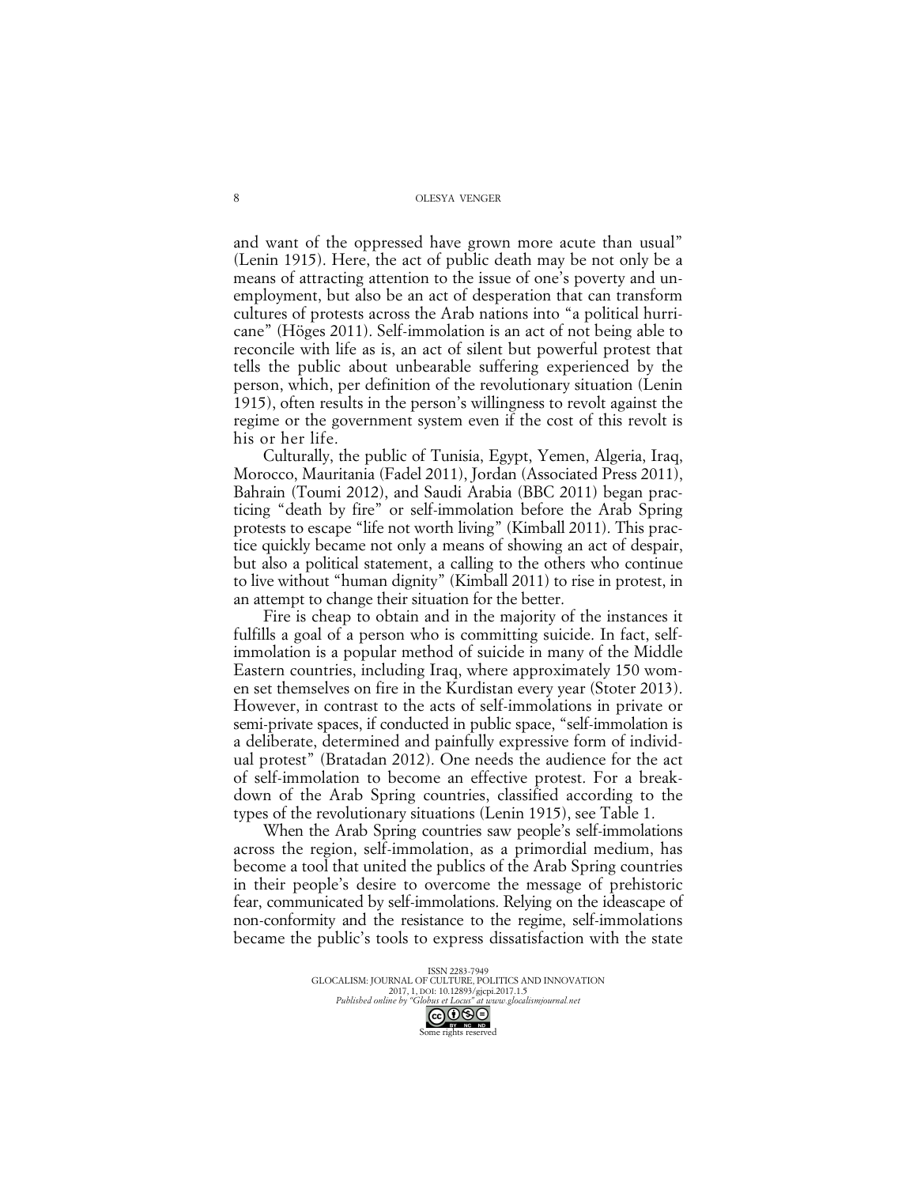and want of the oppressed have grown more acute than usual" (Lenin 1915). Here, the act of public death may be not only be a means of attracting attention to the issue of one's poverty and unemployment, but also be an act of desperation that can transform cultures of protests across the Arab nations into "a political hurricane" (Höges 2011). Self-immolation is an act of not being able to reconcile with life as is, an act of silent but powerful protest that tells the public about unbearable suffering experienced by the person, which, per definition of the revolutionary situation (Lenin 1915), often results in the person's willingness to revolt against the regime or the government system even if the cost of this revolt is his or her life.

Culturally, the public of Tunisia, Egypt, Yemen, Algeria, Iraq, Morocco, Mauritania (Fadel 2011), Jordan (Associated Press 2011), Bahrain (Toumi 2012), and Saudi Arabia (BBC 2011) began practicing "death by fire" or self-immolation before the Arab Spring protests to escape "life not worth living" (Kimball 2011). This practice quickly became not only a means of showing an act of despair, but also a political statement, a calling to the others who continue to live without "human dignity" (Kimball 2011) to rise in protest, in an attempt to change their situation for the better.

Fire is cheap to obtain and in the majority of the instances it fulfills a goal of a person who is committing suicide. In fact, self-immolation is a popular method of suicide in many of the Middle Eastern countries, including Iraq, where approximately 150 women set themselves on fire in the Kurdistan every year (Stoter 2013). However, in contrast to the acts of self-immolations in private or semi-private spaces, if conducted in public space, "self-immolation is a deliberate, determined and painfully expressive form of individual protest" (Bratadan 2012). One needs the audience for the act of self-immolation to become an effective protest. For a breakdown of the Arab Spring countries, classified according to the types of the revolutionary situations (Lenin 1915), see Table 1.

When the Arab Spring countries saw people's self-immolations across the region, self-immolation, as a primordial medium, has become a tool that united the publics of the Arab Spring countries in their people's desire to overcome the message of prehistoric fear, communicated by self-immolations. Relying on the ideascape of non-conformity and the resistance to the regime, self-immolations became the public's tools to express dissatisfaction with the state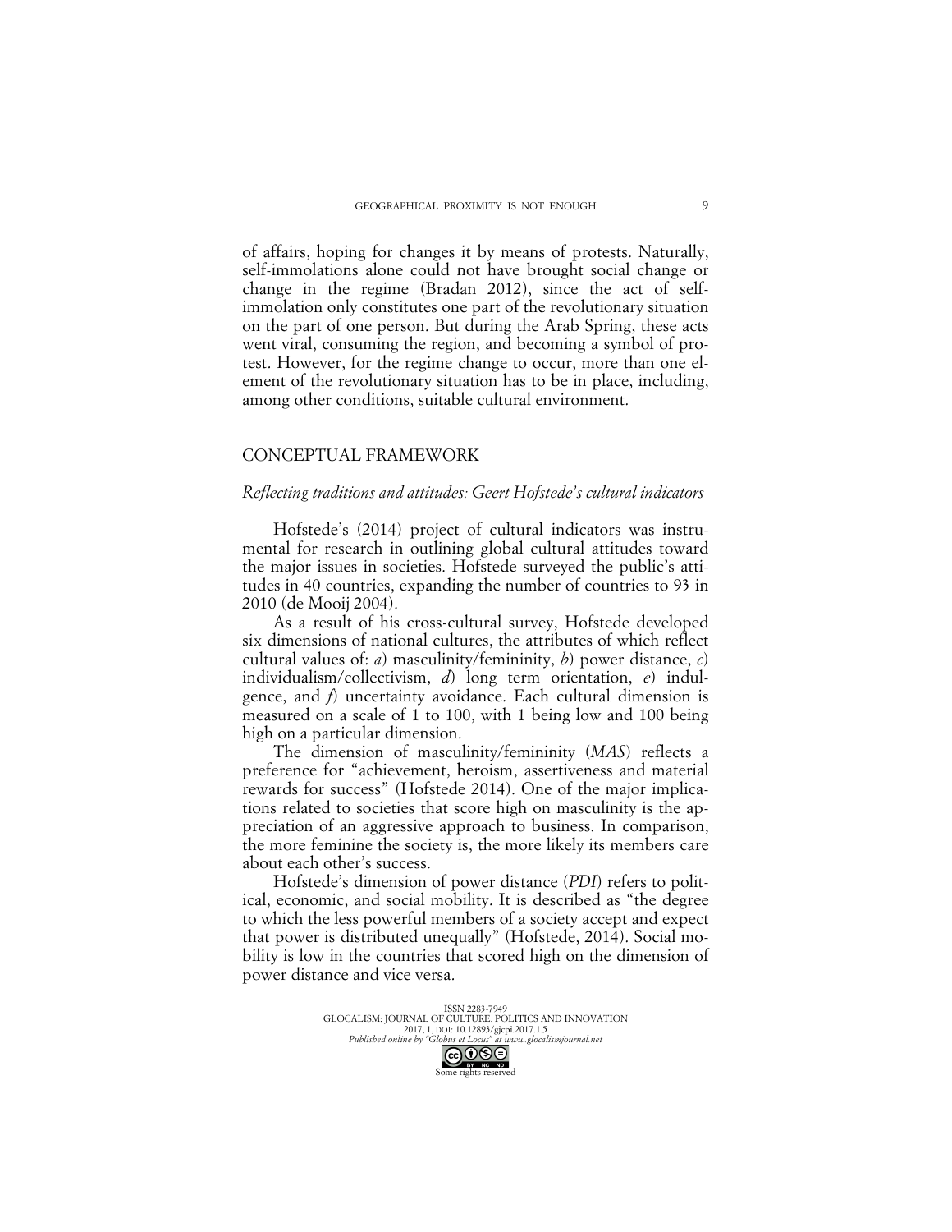of affairs, hoping for changes it by means of protests. Naturally, self-immolations alone could not have brought social change or change in the regime (Bradan 2012), since the act of self-immolation only constitutes one part of the revolutionary situation on the part of one person. But during the Arab Spring, these acts went viral, consuming the region, and becoming a symbol of protest. However, for the regime change to occur, more than one element of the revolutionary situation has to be in place, including, among other conditions, suitable cultural environment.

## CONCEPTUAL FRAMEWORK

### *Reflecting traditions and attitudes: Geert Hofstede's cultural indicators*

Hofstede's (2014) project of cultural indicators was instrumental for research in outlining global cultural attitudes toward the major issues in societies. Hofstede surveyed the public's attitudes in 40 countries, expanding the number of countries to 93 in 2010 (de Mooij 2004).

As a result of his cross-cultural survey, Hofstede developed six dimensions of national cultures, the attributes of which reflect cultural values of: *a*) masculinity/femininity, *b*) power distance, *c*) individualism/collectivism, *d*) long term orientation, *e*) indulgence, and *f*) uncertainty avoidance. Each cultural dimension is measured on a scale of 1 to 100, with 1 being low and 100 being high on a particular dimension.

The dimension of masculinity/femininity (*MAS*) reflects a preference for "achievement, heroism, assertiveness and material rewards for success" (Hofstede 2014). One of the major implications related to societies that score high on masculinity is the appreciation of an aggressive approach to business. In comparison, the more feminine the society is, the more likely its members care about each other's success.

Hofstede's dimension of power distance (*PDI*) refers to political, economic, and social mobility. It is described as "the degree to which the less powerful members of a society accept and expect that power is distributed unequally" (Hofstede, 2014). Social mobility is low in the countries that scored high on the dimension of power distance and vice versa.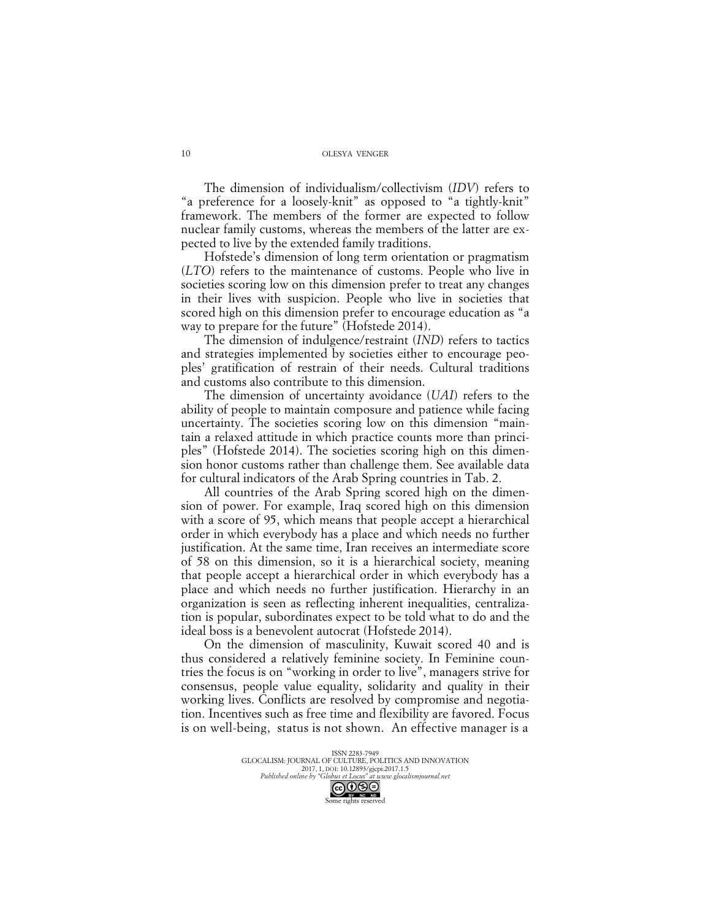The dimension of individualism/collectivism (*IDV*) refers to "a preference for a loosely-knit" as opposed to "a tightly-knit" framework. The members of the former are expected to follow nuclear family customs, whereas the members of the latter are expected to live by the extended family traditions.

Hofstede's dimension of long term orientation or pragmatism (*LTO*) refers to the maintenance of customs. People who live in societies scoring low on this dimension prefer to treat any changes in their lives with suspicion. People who live in societies that scored high on this dimension prefer to encourage education as "a way to prepare for the future" (Hofstede 2014).

The dimension of indulgence/restraint (*IND*) refers to tactics and strategies implemented by societies either to encourage peoples' gratification of restrain of their needs. Cultural traditions and customs also contribute to this dimension.

The dimension of uncertainty avoidance (*UAI*) refers to the ability of people to maintain composure and patience while facing uncertainty. The societies scoring low on this dimension "maintain a relaxed attitude in which practice counts more than principles" (Hofstede 2014). The societies scoring high on this dimension honor customs rather than challenge them. See available data for cultural indicators of the Arab Spring countries in Tab. 2.

All countries of the Arab Spring scored high on the dimension of power. For example, Iraq scored high on this dimension with a score of 95, which means that people accept a hierarchical order in which everybody has a place and which needs no further justification. At the same time, Iran receives an intermediate score of 58 on this dimension, so it is a hierarchical society, meaning that people accept a hierarchical order in which everybody has a place and which needs no further justification. Hierarchy in an organization is seen as reflecting inherent inequalities, centralization is popular, subordinates expect to be told what to do and the ideal boss is a benevolent autocrat (Hofstede 2014).

On the dimension of masculinity, Kuwait scored 40 and is thus considered a relatively feminine society. In Feminine countries the focus is on "working in order to live", managers strive for consensus, people value equality, solidarity and quality in their working lives. Conflicts are resolved by compromise and negotiation. Incentives such as free time and flexibility are favored. Focus is on well-being, status is not shown. An effective manager is a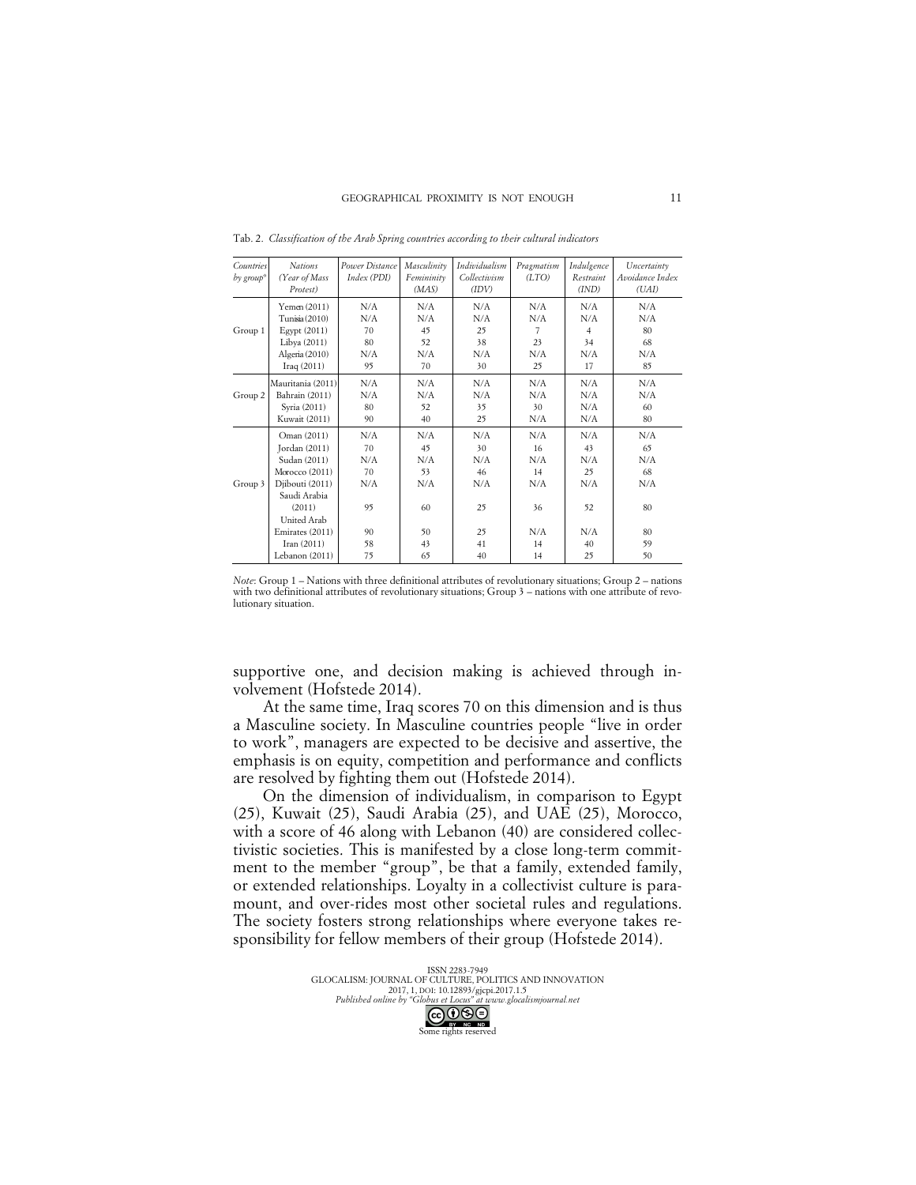Tab. 2. *Classification of the Arab Spring countries according to their cultural indicators*

| *Countries by group*[a] | *Nations (Year of Mass Protest)* | *Power Distance Index (PDI)* | *Masculinity Femininity (MAS)* | *Individualism Collectivism (IDV)* | *Pragmatism (LTO)* | *Indulgence Restraint (IND)* | *Uncertainty Avoidance Index (UAI)* |
|---|---|---|---|---|---|---|---|
| Group 1 | Yemen (2011) | N/A | N/A | N/A | N/A | N/A | N/A |
| | Tunisia (2010) | N/A | N/A | N/A | N/A | N/A | N/A |
| | Egypt (2011) | 70 | 45 | 25 | 7 | 4 | 80 |
| | Libya (2011) | 80 | 52 | 38 | 23 | 34 | 68 |
| | Algeria (2010) | N/A | N/A | N/A | N/A | N/A | N/A |
| | Iraq (2011) | 95 | 70 | 30 | 25 | 17 | 85 |
| Group 2 | Mauritania (2011) | N/A | N/A | N/A | N/A | N/A | N/A |
| | Bahrain (2011) | N/A | N/A | N/A | N/A | N/A | N/A |
| | Syria (2011) | 80 | 52 | 35 | 30 | N/A | 60 |
| | Kuwait (2011) | 90 | 40 | 25 | N/A | N/A | 80 |
| Group 3 | Oman (2011) | N/A | N/A | N/A | N/A | N/A | N/A |
| | Jordan (2011) | 70 | 45 | 30 | 16 | 43 | 65 |
| | Sudan (2011) | N/A | N/A | N/A | N/A | N/A | N/A |
| | Morocco (2011) | 70 | 53 | 46 | 14 | 25 | 68 |
| | Djibouti (2011) | N/A | N/A | N/A | N/A | N/A | N/A |
| | Saudi Arabia (2011) | 95 | 60 | 25 | 36 | 52 | 80 |
| | United Arab Emirates (2011) | 90 | 50 | 25 | N/A | N/A | 80 |
| | Iran (2011) | 58 | 43 | 41 | 14 | 40 | 59 |
| | Lebanon (2011) | 75 | 65 | 40 | 14 | 25 | 50 |

*Note*: Group 1 – Nations with three definitional attributes of revolutionary situations; Group 2 – nations with two definitional attributes of revolutionary situations; Group 3 – nations with one attribute of revolutionary situation.

supportive one, and decision making is achieved through involvement (Hofstede 2014).

At the same time, Iraq scores 70 on this dimension and is thus a Masculine society. In Masculine countries people "live in order to work", managers are expected to be decisive and assertive, the emphasis is on equity, competition and performance and conflicts are resolved by fighting them out (Hofstede 2014).

On the dimension of individualism, in comparison to Egypt (25), Kuwait (25), Saudi Arabia (25), and UAE (25), Morocco, with a score of 46 along with Lebanon (40) are considered collectivistic societies. This is manifested by a close long-term commitment to the member "group", be that a family, extended family, or extended relationships. Loyalty in a collectivist culture is paramount, and over-rides most other societal rules and regulations. The society fosters strong relationships where everyone takes responsibility for fellow members of their group (Hofstede 2014).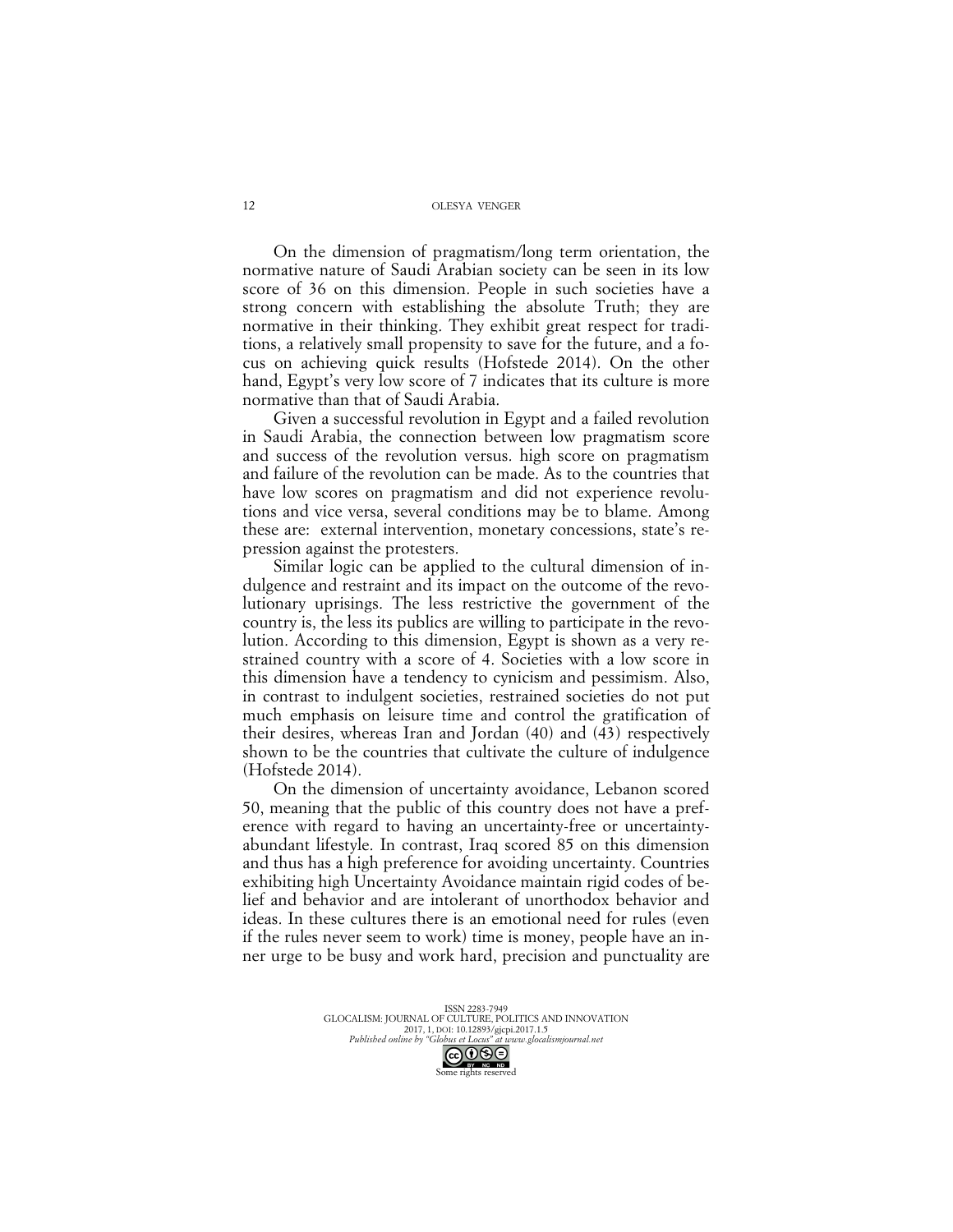On the dimension of pragmatism/long term orientation, the normative nature of Saudi Arabian society can be seen in its low score of 36 on this dimension. People in such societies have a strong concern with establishing the absolute Truth; they are normative in their thinking. They exhibit great respect for traditions, a relatively small propensity to save for the future, and a focus on achieving quick results (Hofstede 2014). On the other hand, Egypt's very low score of 7 indicates that its culture is more normative than that of Saudi Arabia.

Given a successful revolution in Egypt and a failed revolution in Saudi Arabia, the connection between low pragmatism score and success of the revolution versus. high score on pragmatism and failure of the revolution can be made. As to the countries that have low scores on pragmatism and did not experience revolutions and vice versa, several conditions may be to blame. Among these are: external intervention, monetary concessions, state's repression against the protesters.

Similar logic can be applied to the cultural dimension of indulgence and restraint and its impact on the outcome of the revolutionary uprisings. The less restrictive the government of the country is, the less its publics are willing to participate in the revolution. According to this dimension, Egypt is shown as a very restrained country with a score of 4. Societies with a low score in this dimension have a tendency to cynicism and pessimism. Also, in contrast to indulgent societies, restrained societies do not put much emphasis on leisure time and control the gratification of their desires, whereas Iran and Jordan (40) and (43) respectively shown to be the countries that cultivate the culture of indulgence (Hofstede 2014).

On the dimension of uncertainty avoidance, Lebanon scored 50, meaning that the public of this country does not have a preference with regard to having an uncertainty-free or uncertainty-abundant lifestyle. In contrast, Iraq scored 85 on this dimension and thus has a high preference for avoiding uncertainty. Countries exhibiting high Uncertainty Avoidance maintain rigid codes of belief and behavior and are intolerant of unorthodox behavior and ideas. In these cultures there is an emotional need for rules (even if the rules never seem to work) time is money, people have an inner urge to be busy and work hard, precision and punctuality are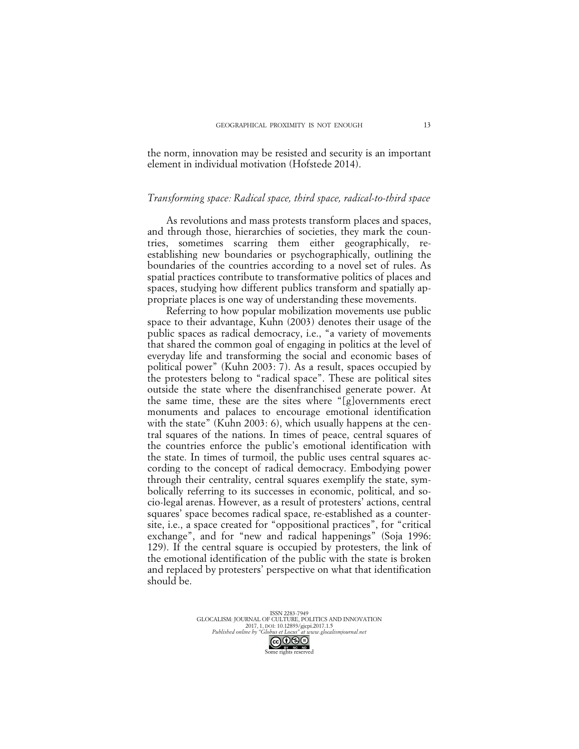the norm, innovation may be resisted and security is an important element in individual motivation (Hofstede 2014).

### *Transforming space: Radical space, third space, radical-to-third space*

As revolutions and mass protests transform places and spaces, and through those, hierarchies of societies, they mark the countries, sometimes scarring them either geographically, re-establishing new boundaries or psychographically, outlining the boundaries of the countries according to a novel set of rules. As spatial practices contribute to transformative politics of places and spaces, studying how different publics transform and spatially appropriate places is one way of understanding these movements.

Referring to how popular mobilization movements use public space to their advantage, Kuhn (2003) denotes their usage of the public spaces as radical democracy, i.e., "a variety of movements that shared the common goal of engaging in politics at the level of everyday life and transforming the social and economic bases of political power" (Kuhn 2003: 7). As a result, spaces occupied by the protesters belong to "radical space". These are political sites outside the state where the disenfranchised generate power. At the same time, these are the sites where "[g]overnments erect monuments and palaces to encourage emotional identification with the state" (Kuhn 2003: 6), which usually happens at the central squares of the nations. In times of peace, central squares of the countries enforce the public's emotional identification with the state. In times of turmoil, the public uses central squares according to the concept of radical democracy. Embodying power through their centrality, central squares exemplify the state, symbolically referring to its successes in economic, political, and socio-legal arenas. However, as a result of protesters' actions, central squares' space becomes radical space, re-established as a countersite, i.e., a space created for "oppositional practices", for "critical exchange", and for "new and radical happenings" (Soja 1996: 129). If the central square is occupied by protesters, the link of the emotional identification of the public with the state is broken and replaced by protesters' perspective on what that identification should be.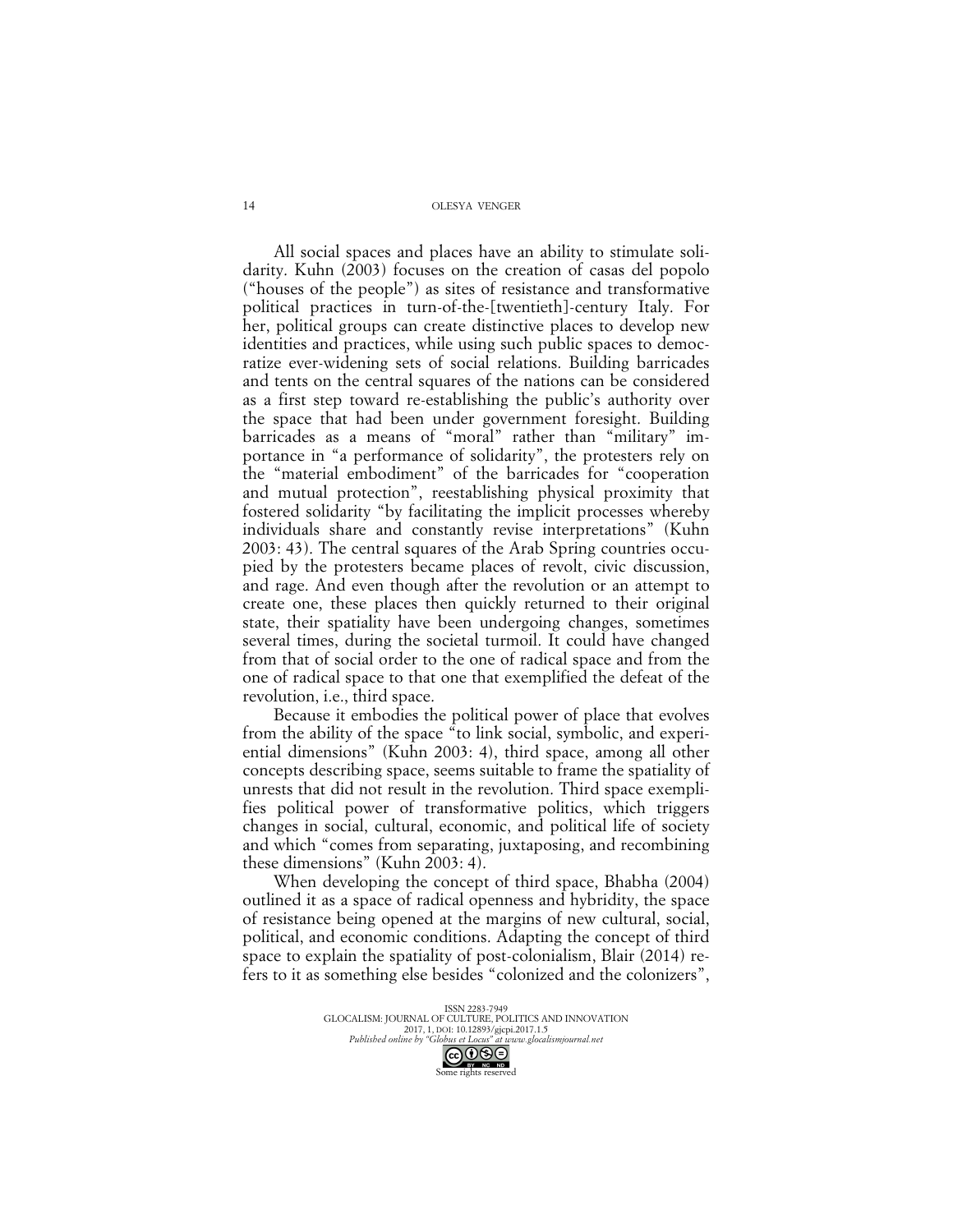All social spaces and places have an ability to stimulate solidarity. Kuhn (2003) focuses on the creation of casas del popolo ("houses of the people") as sites of resistance and transformative political practices in turn-of-the-[twentieth]-century Italy. For her, political groups can create distinctive places to develop new identities and practices, while using such public spaces to democratize ever-widening sets of social relations. Building barricades and tents on the central squares of the nations can be considered as a first step toward re-establishing the public's authority over the space that had been under government foresight. Building barricades as a means of "moral" rather than "military" importance in "a performance of solidarity", the protesters rely on the "material embodiment" of the barricades for "cooperation and mutual protection", reestablishing physical proximity that fostered solidarity "by facilitating the implicit processes whereby individuals share and constantly revise interpretations" (Kuhn 2003: 43). The central squares of the Arab Spring countries occupied by the protesters became places of revolt, civic discussion, and rage. And even though after the revolution or an attempt to create one, these places then quickly returned to their original state, their spatiality have been undergoing changes, sometimes several times, during the societal turmoil. It could have changed from that of social order to the one of radical space and from the one of radical space to that one that exemplified the defeat of the revolution, i.e., third space.

Because it embodies the political power of place that evolves from the ability of the space "to link social, symbolic, and experiential dimensions" (Kuhn 2003: 4), third space, among all other concepts describing space, seems suitable to frame the spatiality of unrests that did not result in the revolution. Third space exemplifies political power of transformative politics, which triggers changes in social, cultural, economic, and political life of society and which "comes from separating, juxtaposing, and recombining these dimensions" (Kuhn 2003: 4).

When developing the concept of third space, Bhabha (2004) outlined it as a space of radical openness and hybridity, the space of resistance being opened at the margins of new cultural, social, political, and economic conditions. Adapting the concept of third space to explain the spatiality of post-colonialism, Blair (2014) refers to it as something else besides "colonized and the colonizers",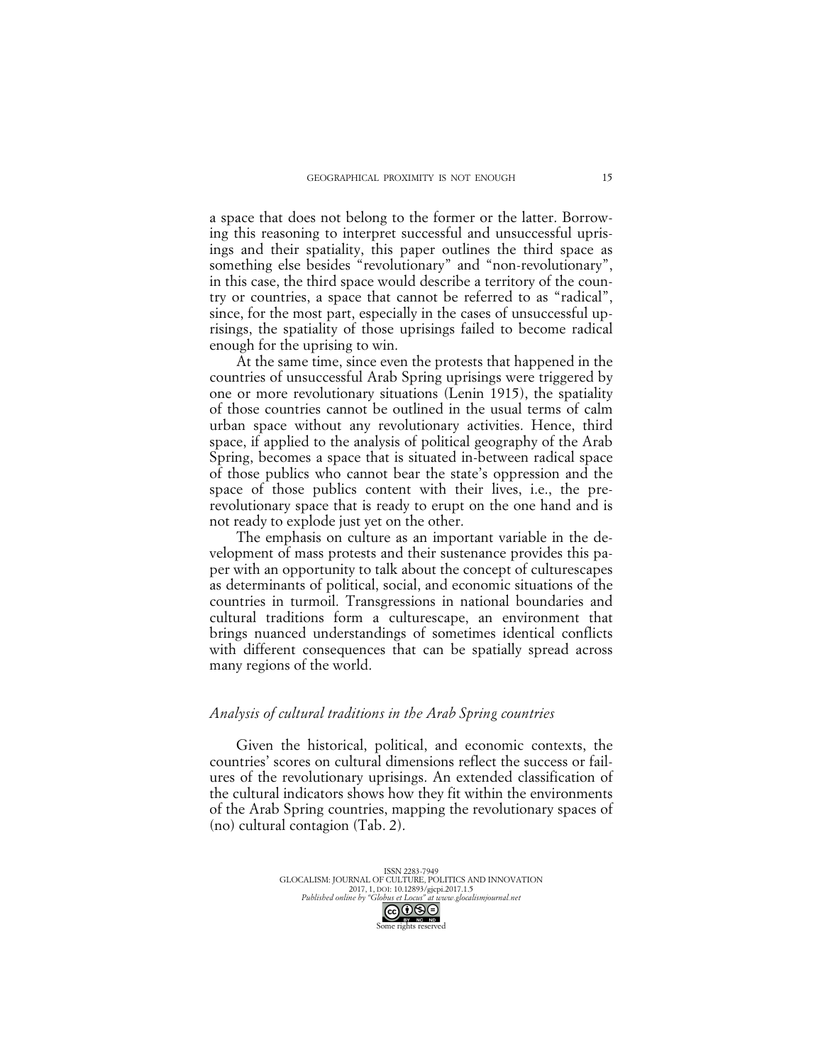a space that does not belong to the former or the latter. Borrowing this reasoning to interpret successful and unsuccessful uprisings and their spatiality, this paper outlines the third space as something else besides "revolutionary" and "non-revolutionary", in this case, the third space would describe a territory of the country or countries, a space that cannot be referred to as "radical", since, for the most part, especially in the cases of unsuccessful uprisings, the spatiality of those uprisings failed to become radical enough for the uprising to win.

At the same time, since even the protests that happened in the countries of unsuccessful Arab Spring uprisings were triggered by one or more revolutionary situations (Lenin 1915), the spatiality of those countries cannot be outlined in the usual terms of calm urban space without any revolutionary activities. Hence, third space, if applied to the analysis of political geography of the Arab Spring, becomes a space that is situated in-between radical space of those publics who cannot bear the state's oppression and the space of those publics content with their lives, i.e., the pre-revolutionary space that is ready to erupt on the one hand and is not ready to explode just yet on the other.

The emphasis on culture as an important variable in the development of mass protests and their sustenance provides this paper with an opportunity to talk about the concept of culturescapes as determinants of political, social, and economic situations of the countries in turmoil. Transgressions in national boundaries and cultural traditions form a culturescape, an environment that brings nuanced understandings of sometimes identical conflicts with different consequences that can be spatially spread across many regions of the world.

## *Analysis of cultural traditions in the Arab Spring countries*

Given the historical, political, and economic contexts, the countries' scores on cultural dimensions reflect the success or failures of the revolutionary uprisings. An extended classification of the cultural indicators shows how they fit within the environments of the Arab Spring countries, mapping the revolutionary spaces of (no) cultural contagion (Tab. 2).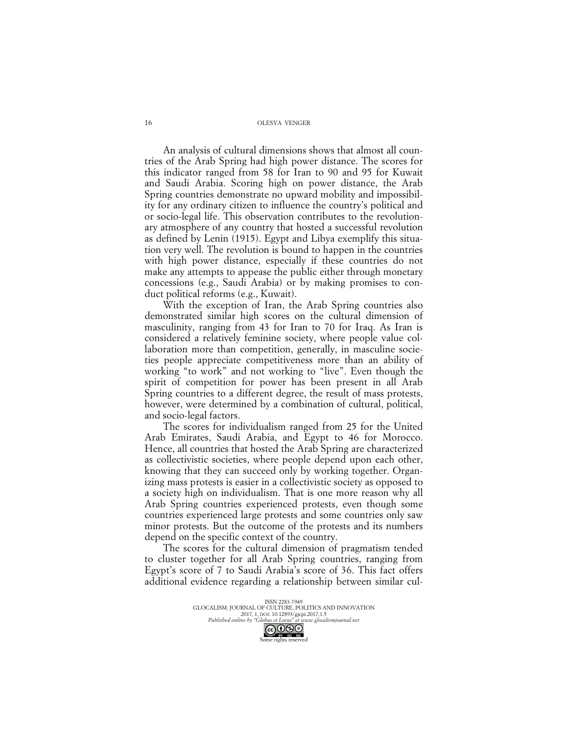An analysis of cultural dimensions shows that almost all countries of the Arab Spring had high power distance. The scores for this indicator ranged from 58 for Iran to 90 and 95 for Kuwait and Saudi Arabia. Scoring high on power distance, the Arab Spring countries demonstrate no upward mobility and impossibility for any ordinary citizen to influence the country's political and or socio-legal life. This observation contributes to the revolutionary atmosphere of any country that hosted a successful revolution as defined by Lenin (1915). Egypt and Libya exemplify this situation very well. The revolution is bound to happen in the countries with high power distance, especially if these countries do not make any attempts to appease the public either through monetary concessions (e.g., Saudi Arabia) or by making promises to conduct political reforms (e.g., Kuwait).

With the exception of Iran, the Arab Spring countries also demonstrated similar high scores on the cultural dimension of masculinity, ranging from 43 for Iran to 70 for Iraq. As Iran is considered a relatively feminine society, where people value collaboration more than competition, generally, in masculine societies people appreciate competitiveness more than an ability of working "to work" and not working to "live". Even though the spirit of competition for power has been present in all Arab Spring countries to a different degree, the result of mass protests, however, were determined by a combination of cultural, political, and socio-legal factors.

The scores for individualism ranged from 25 for the United Arab Emirates, Saudi Arabia, and Egypt to 46 for Morocco. Hence, all countries that hosted the Arab Spring are characterized as collectivistic societies, where people depend upon each other, knowing that they can succeed only by working together. Organizing mass protests is easier in a collectivistic society as opposed to a society high on individualism. That is one more reason why all Arab Spring countries experienced protests, even though some countries experienced large protests and some countries only saw minor protests. But the outcome of the protests and its numbers depend on the specific context of the country.

The scores for the cultural dimension of pragmatism tended to cluster together for all Arab Spring countries, ranging from Egypt's score of 7 to Saudi Arabia's score of 36. This fact offers additional evidence regarding a relationship between similar cul-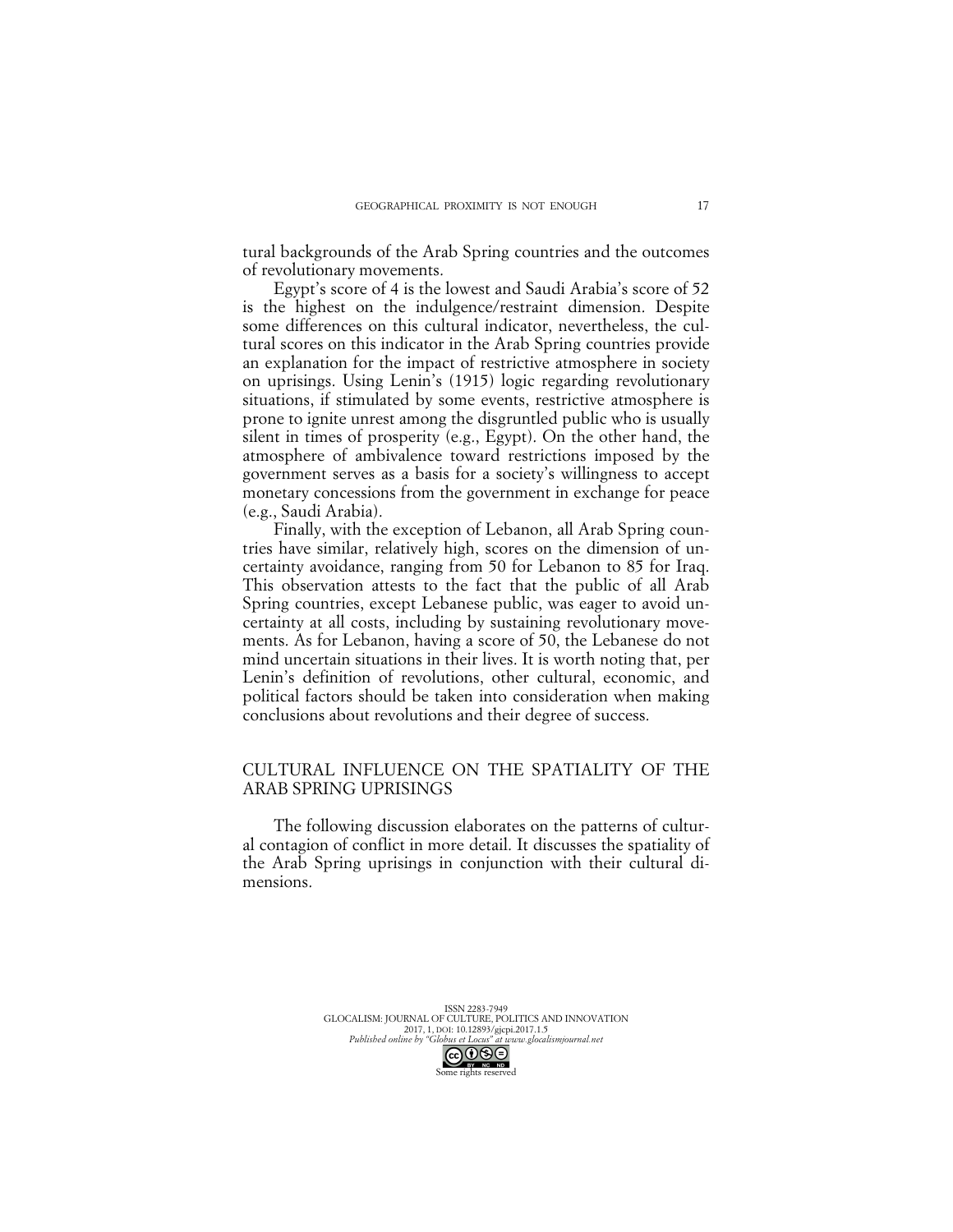tural backgrounds of the Arab Spring countries and the outcomes of revolutionary movements.

Egypt's score of 4 is the lowest and Saudi Arabia's score of 52 is the highest on the indulgence/restraint dimension. Despite some differences on this cultural indicator, nevertheless, the cultural scores on this indicator in the Arab Spring countries provide an explanation for the impact of restrictive atmosphere in society on uprisings. Using Lenin's (1915) logic regarding revolutionary situations, if stimulated by some events, restrictive atmosphere is prone to ignite unrest among the disgruntled public who is usually silent in times of prosperity (e.g., Egypt). On the other hand, the atmosphere of ambivalence toward restrictions imposed by the government serves as a basis for a society's willingness to accept monetary concessions from the government in exchange for peace (e.g., Saudi Arabia).

Finally, with the exception of Lebanon, all Arab Spring countries have similar, relatively high, scores on the dimension of uncertainty avoidance, ranging from 50 for Lebanon to 85 for Iraq. This observation attests to the fact that the public of all Arab Spring countries, except Lebanese public, was eager to avoid uncertainty at all costs, including by sustaining revolutionary movements. As for Lebanon, having a score of 50, the Lebanese do not mind uncertain situations in their lives. It is worth noting that, per Lenin's definition of revolutions, other cultural, economic, and political factors should be taken into consideration when making conclusions about revolutions and their degree of success.

## CULTURAL INFLUENCE ON THE SPATIALITY OF THE ARAB SPRING UPRISINGS

The following discussion elaborates on the patterns of cultural contagion of conflict in more detail. It discusses the spatiality of the Arab Spring uprisings in conjunction with their cultural dimensions.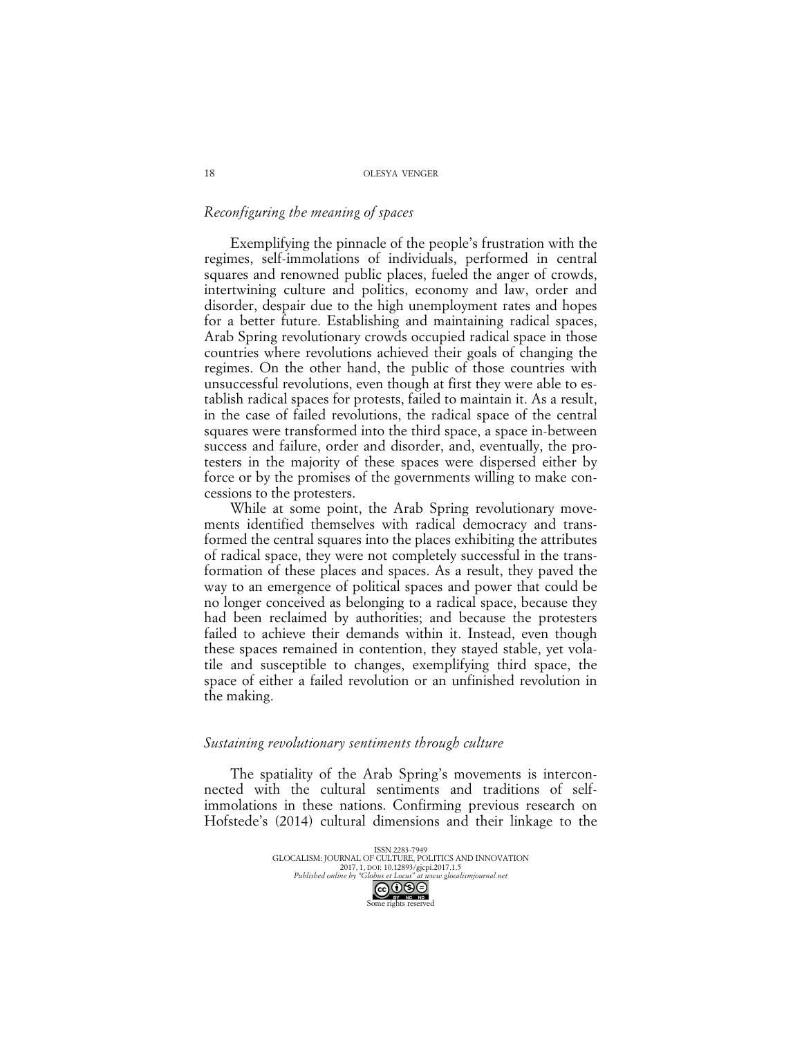### *Reconfiguring the meaning of spaces*

Exemplifying the pinnacle of the people's frustration with the regimes, self-immolations of individuals, performed in central squares and renowned public places, fueled the anger of crowds, intertwining culture and politics, economy and law, order and disorder, despair due to the high unemployment rates and hopes for a better future. Establishing and maintaining radical spaces, Arab Spring revolutionary crowds occupied radical space in those countries where revolutions achieved their goals of changing the regimes. On the other hand, the public of those countries with unsuccessful revolutions, even though at first they were able to establish radical spaces for protests, failed to maintain it. As a result, in the case of failed revolutions, the radical space of the central squares were transformed into the third space, a space in-between success and failure, order and disorder, and, eventually, the protesters in the majority of these spaces were dispersed either by force or by the promises of the governments willing to make concessions to the protesters.

While at some point, the Arab Spring revolutionary movements identified themselves with radical democracy and transformed the central squares into the places exhibiting the attributes of radical space, they were not completely successful in the transformation of these places and spaces. As a result, they paved the way to an emergence of political spaces and power that could be no longer conceived as belonging to a radical space, because they had been reclaimed by authorities; and because the protesters failed to achieve their demands within it. Instead, even though these spaces remained in contention, they stayed stable, yet volatile and susceptible to changes, exemplifying third space, the space of either a failed revolution or an unfinished revolution in the making.

### *Sustaining revolutionary sentiments through culture*

The spatiality of the Arab Spring's movements is interconnected with the cultural sentiments and traditions of self-immolations in these nations. Confirming previous research on Hofstede's (2014) cultural dimensions and their linkage to the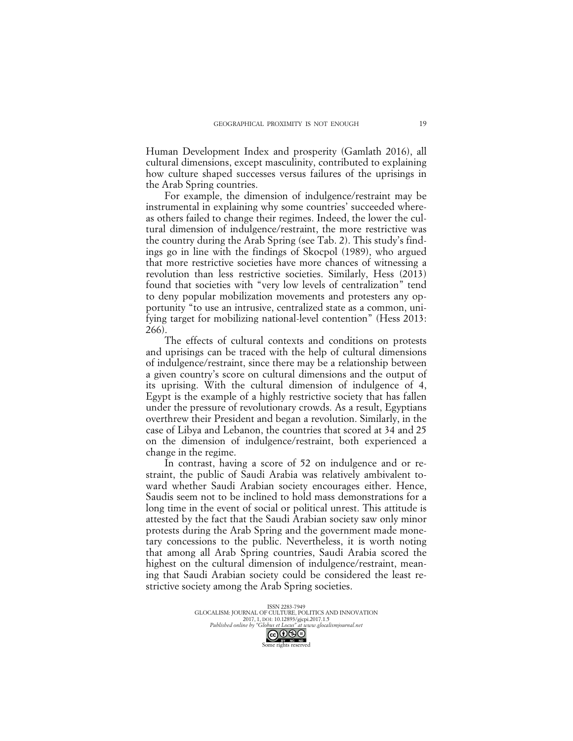Human Development Index and prosperity (Gamlath 2016), all cultural dimensions, except masculinity, contributed to explaining how culture shaped successes versus failures of the uprisings in the Arab Spring countries.

For example, the dimension of indulgence/restraint may be instrumental in explaining why some countries' succeeded whereas others failed to change their regimes. Indeed, the lower the cultural dimension of indulgence/restraint, the more restrictive was the country during the Arab Spring (see Tab. 2). This study's findings go in line with the findings of Skocpol (1989), who argued that more restrictive societies have more chances of witnessing a revolution than less restrictive societies. Similarly, Hess (2013) found that societies with "very low levels of centralization" tend to deny popular mobilization movements and protesters any opportunity "to use an intrusive, centralized state as a common, unifying target for mobilizing national-level contention" (Hess 2013: 266).

The effects of cultural contexts and conditions on protests and uprisings can be traced with the help of cultural dimensions of indulgence/restraint, since there may be a relationship between a given country's score on cultural dimensions and the output of its uprising. With the cultural dimension of indulgence of 4, Egypt is the example of a highly restrictive society that has fallen under the pressure of revolutionary crowds. As a result, Egyptians overthrew their President and began a revolution. Similarly, in the case of Libya and Lebanon, the countries that scored at 34 and 25 on the dimension of indulgence/restraint, both experienced a change in the regime.

In contrast, having a score of 52 on indulgence and or restraint, the public of Saudi Arabia was relatively ambivalent toward whether Saudi Arabian society encourages either. Hence, Saudis seem not to be inclined to hold mass demonstrations for a long time in the event of social or political unrest. This attitude is attested by the fact that the Saudi Arabian society saw only minor protests during the Arab Spring and the government made monetary concessions to the public. Nevertheless, it is worth noting that among all Arab Spring countries, Saudi Arabia scored the highest on the cultural dimension of indulgence/restraint, meaning that Saudi Arabian society could be considered the least restrictive society among the Arab Spring societies.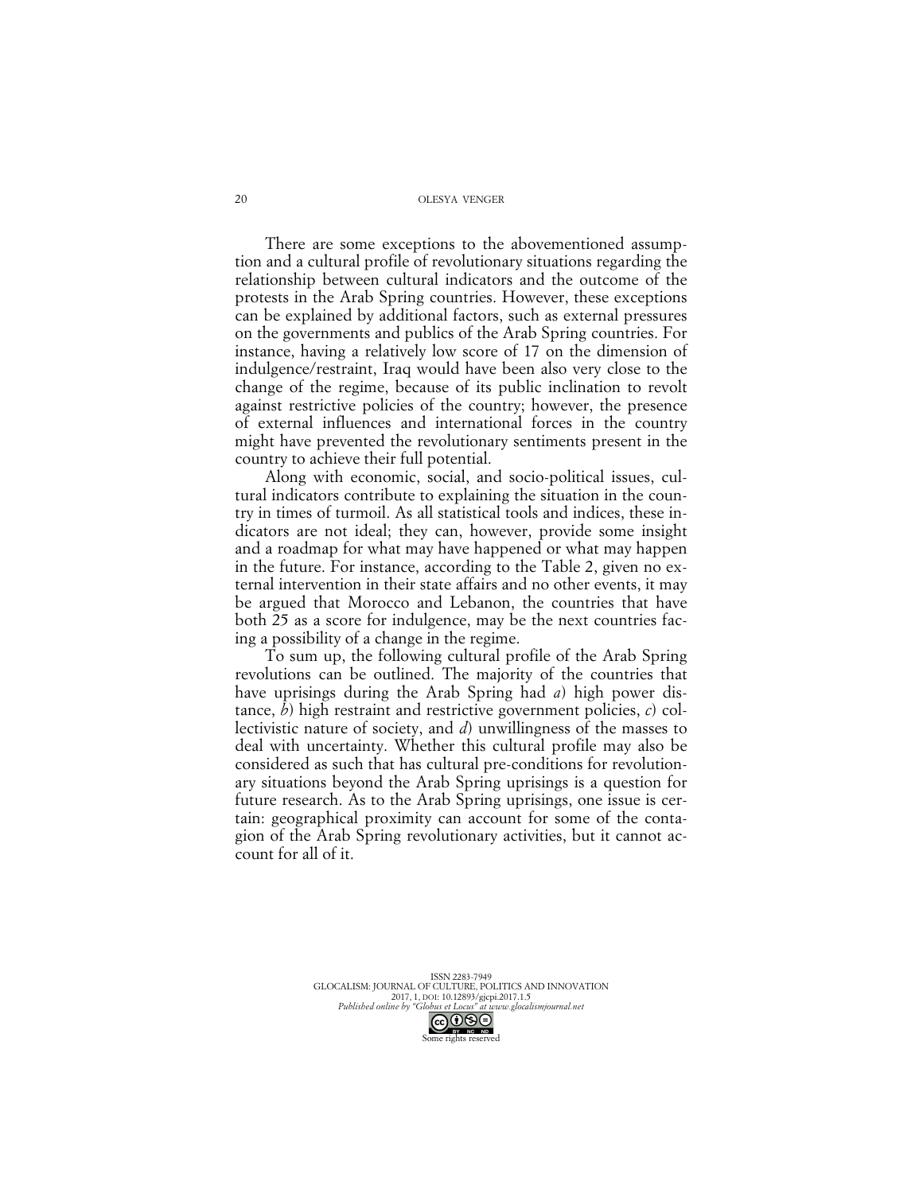There are some exceptions to the abovementioned assumption and a cultural profile of revolutionary situations regarding the relationship between cultural indicators and the outcome of the protests in the Arab Spring countries. However, these exceptions can be explained by additional factors, such as external pressures on the governments and publics of the Arab Spring countries. For instance, having a relatively low score of 17 on the dimension of indulgence/restraint, Iraq would have been also very close to the change of the regime, because of its public inclination to revolt against restrictive policies of the country; however, the presence of external influences and international forces in the country might have prevented the revolutionary sentiments present in the country to achieve their full potential.

Along with economic, social, and socio-political issues, cultural indicators contribute to explaining the situation in the country in times of turmoil. As all statistical tools and indices, these indicators are not ideal; they can, however, provide some insight and a roadmap for what may have happened or what may happen in the future. For instance, according to the Table 2, given no external intervention in their state affairs and no other events, it may be argued that Morocco and Lebanon, the countries that have both 25 as a score for indulgence, may be the next countries facing a possibility of a change in the regime.

To sum up, the following cultural profile of the Arab Spring revolutions can be outlined. The majority of the countries that have uprisings during the Arab Spring had *a*) high power distance, *b*) high restraint and restrictive government policies, *c*) collectivistic nature of society, and *d*) unwillingness of the masses to deal with uncertainty. Whether this cultural profile may also be considered as such that has cultural pre-conditions for revolutionary situations beyond the Arab Spring uprisings is a question for future research. As to the Arab Spring uprisings, one issue is certain: geographical proximity can account for some of the contagion of the Arab Spring revolutionary activities, but it cannot account for all of it.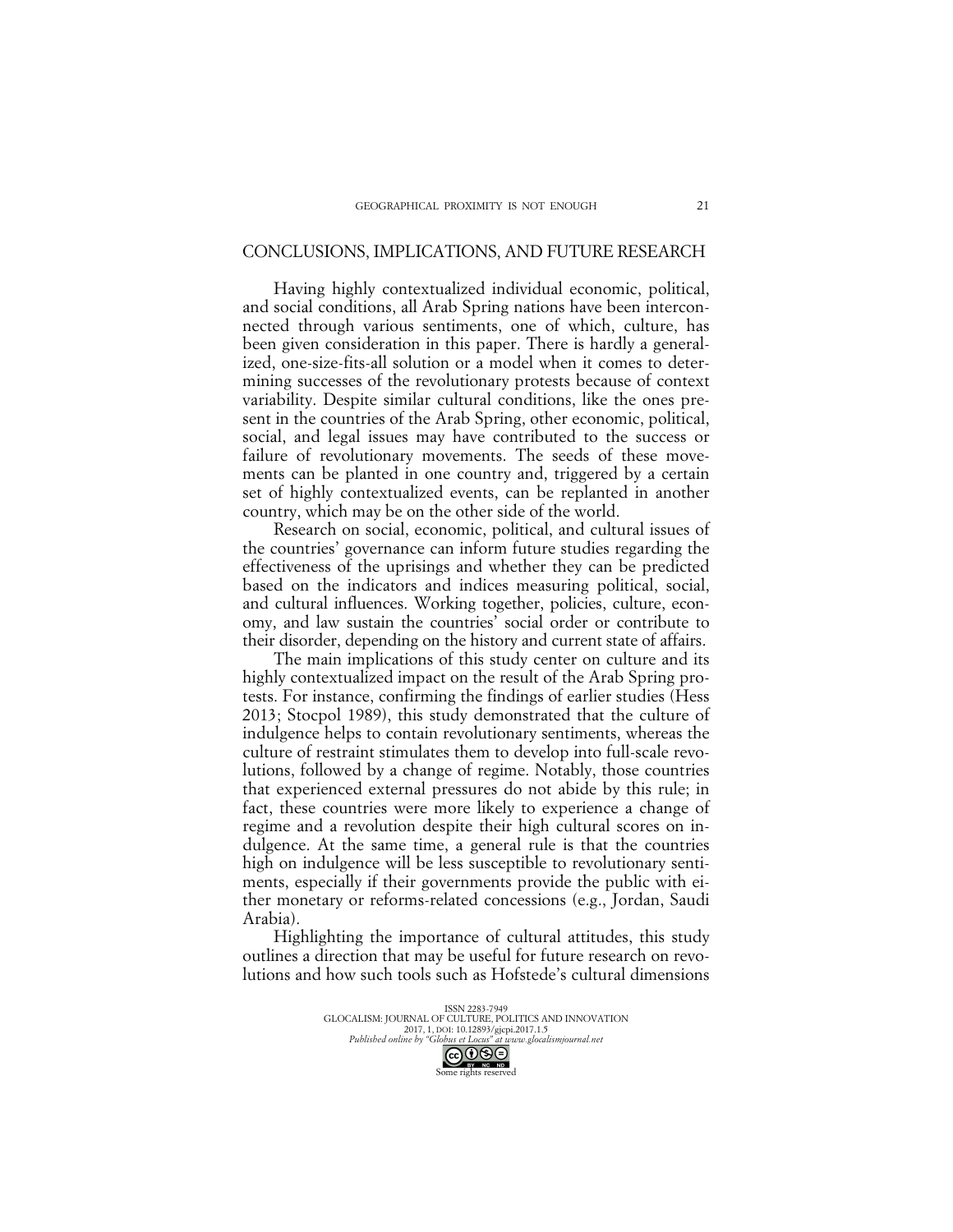## CONCLUSIONS, IMPLICATIONS, AND FUTURE RESEARCH

Having highly contextualized individual economic, political, and social conditions, all Arab Spring nations have been interconnected through various sentiments, one of which, culture, has been given consideration in this paper. There is hardly a generalized, one-size-fits-all solution or a model when it comes to determining successes of the revolutionary protests because of context variability. Despite similar cultural conditions, like the ones present in the countries of the Arab Spring, other economic, political, social, and legal issues may have contributed to the success or failure of revolutionary movements. The seeds of these movements can be planted in one country and, triggered by a certain set of highly contextualized events, can be replanted in another country, which may be on the other side of the world.

Research on social, economic, political, and cultural issues of the countries' governance can inform future studies regarding the effectiveness of the uprisings and whether they can be predicted based on the indicators and indices measuring political, social, and cultural influences. Working together, policies, culture, economy, and law sustain the countries' social order or contribute to their disorder, depending on the history and current state of affairs.

The main implications of this study center on culture and its highly contextualized impact on the result of the Arab Spring protests. For instance, confirming the findings of earlier studies (Hess 2013; Stocpol 1989), this study demonstrated that the culture of indulgence helps to contain revolutionary sentiments, whereas the culture of restraint stimulates them to develop into full-scale revolutions, followed by a change of regime. Notably, those countries that experienced external pressures do not abide by this rule; in fact, these countries were more likely to experience a change of regime and a revolution despite their high cultural scores on indulgence. At the same time, a general rule is that the countries high on indulgence will be less susceptible to revolutionary sentiments, especially if their governments provide the public with either monetary or reforms-related concessions (e.g., Jordan, Saudi Arabia).

Highlighting the importance of cultural attitudes, this study outlines a direction that may be useful for future research on revolutions and how such tools such as Hofstede's cultural dimensions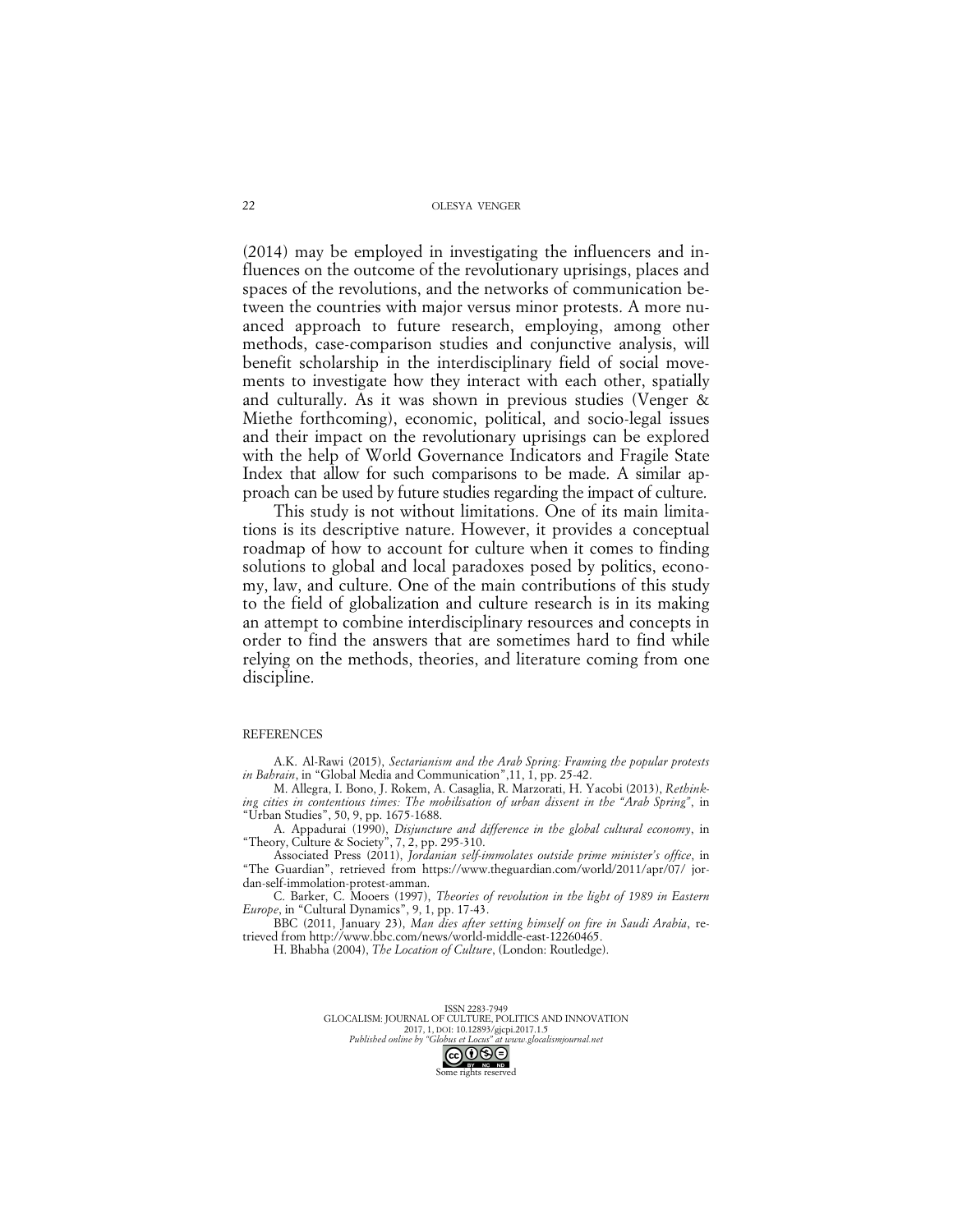(2014) may be employed in investigating the influencers and influences on the outcome of the revolutionary uprisings, places and spaces of the revolutions, and the networks of communication between the countries with major versus minor protests. A more nuanced approach to future research, employing, among other methods, case-comparison studies and conjunctive analysis, will benefit scholarship in the interdisciplinary field of social movements to investigate how they interact with each other, spatially and culturally. As it was shown in previous studies (Venger & Miethe forthcoming), economic, political, and socio-legal issues and their impact on the revolutionary uprisings can be explored with the help of World Governance Indicators and Fragile State Index that allow for such comparisons to be made. A similar approach can be used by future studies regarding the impact of culture.

This study is not without limitations. One of its main limitations is its descriptive nature. However, it provides a conceptual roadmap of how to account for culture when it comes to finding solutions to global and local paradoxes posed by politics, economy, law, and culture. One of the main contributions of this study to the field of globalization and culture research is in its making an attempt to combine interdisciplinary resources and concepts in order to find the answers that are sometimes hard to find while relying on the methods, theories, and literature coming from one discipline.

## REFERENCES

A.K. Al-Rawi (2015), *Sectarianism and the Arab Spring: Framing the popular protests in Bahrain*, in "Global Media and Communication",11, 1, pp. 25-42.

M. Allegra, I. Bono, J. Rokem, A. Casaglia, R. Marzorati, H. Yacobi (2013), *Rethinking cities in contentious times: The mobilisation of urban dissent in the "Arab Spring"*, in "Urban Studies", 50, 9, pp. 1675-1688.

A. Appadurai (1990), *Disjuncture and difference in the global cultural economy*, in "Theory, Culture & Society", 7, 2, pp. 295-310.

Associated Press (2011), *Jordanian self-immolates outside prime minister's office*, in "The Guardian", retrieved from https://www.theguardian.com/world/2011/apr/07/ jordan-self-immolation-protest-amman.

C. Barker, C. Mooers (1997), *Theories of revolution in the light of 1989 in Eastern Europe*, in "Cultural Dynamics", 9, 1, pp. 17-43.

BBC (2011, January 23), *Man dies after setting himself on fire in Saudi Arabia*, retrieved from http://www.bbc.com/news/world-middle-east-12260465.

H. Bhabha (2004), *The Location of Culture*, (London: Routledge).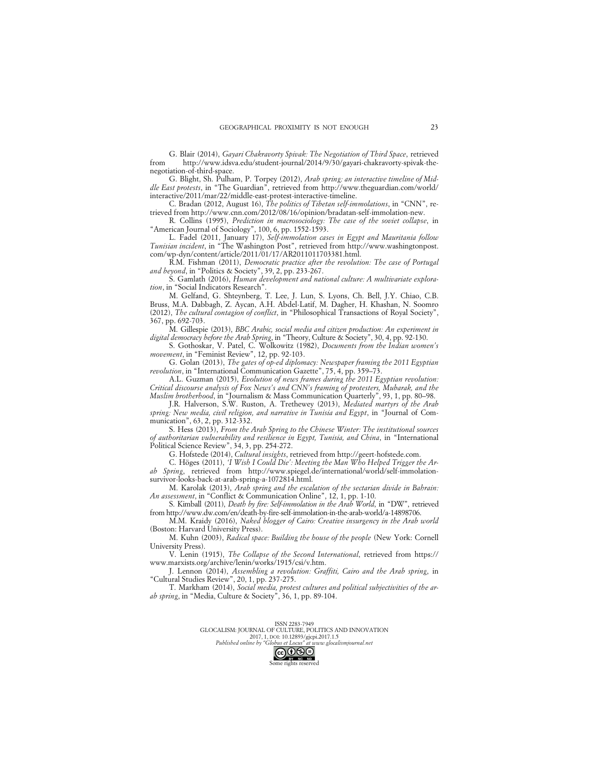G. Blair (2014), *Gayari Chakravorty Spivak: The Negotiation of Third Space*, retrieved from http://www.idsva.edu/student-journal/2014/9/30/gayari-chakravorty-spivak-the-negotiation-of-third-space.

G. Blight, Sh. Pulham, P. Torpey (2012), *Arab spring: an interactive timeline of Middle East protests*, in "The Guardian", retrieved from http://www.theguardian.com/world/interactive/2011/mar/22/middle-east-protest-interactive-timeline.

C. Bradan (2012, August 16), *The politics of Tibetan self-immolations*, in "CNN", retrieved from http://www.cnn.com/2012/08/16/opinion/bradatan-self-immolation-new.

R. Collins (1995), *Prediction in macrosociology: The case of the soviet collapse*, in "American Journal of Sociology", 100, 6, pp. 1552-1593.

L. Fadel (2011, January 17), *Self-immolation cases in Egypt and Mauritania follow Tunisian incident*, in "The Washington Post", retrieved from http://www.washingtonpost.com/wp-dyn/content/article/2011/01/17/AR2011011703381.html.

R.M. Fishman (2011), *Democratic practice after the revolution: The case of Portugal and beyond*, in "Politics & Society", 39, 2, pp. 233-267.

S. Gamlath (2016), *Human development and national culture: A multivariate exploration*, in "Social Indicators Research".

M. Gelfand, G. Shteynberg, T. Lee, J. Lun, S. Lyons, Ch. Bell, J.Y. Chiao, C.B. Bruss, M.A. Dabbagh, Z. Aycan, A.H. Abdel-Latif, M. Dagher, H. Khashan, N. Soomro (2012), *The cultural contagion of conflict*, in "Philosophical Transactions of Royal Society", 367, pp. 692-703.

M. Gillespie (2013), *BBC Arabic, social media and citizen production: An experiment in digital democracy before the Arab Spring*, in "Theory, Culture & Society", 30, 4, pp. 92-130.

S. Gothoskar, V. Patel, C. Wolkowitz (1982), *Documents from the Indian women's movement*, in "Feminist Review", 12, pp. 92-103.

G. Golan (2013), *The gates of op-ed diplomacy: Newspaper framing the 2011 Egyptian revolution*, in "International Communication Gazette", 75, 4, pp. 359–73.

A.L. Guzman (2015), *Evolution of news frames during the 2011 Egyptian revolution: Critical discourse analysis of Fox News's and CNN's framing of protesters, Mubarak, and the Muslim brotherhood*, in "Journalism & Mass Communication Quarterly", 93, 1, pp. 80–98.

J.R. Halverson, S.W. Ruston, A. Trethewey (2013), *Mediated martyrs of the Arab spring: New media, civil religion, and narrative in Tunisia and Egypt*, in "Journal of Communication", 63, 2, pp. 312-332.

S. Hess (2013), *From the Arab Spring to the Chinese Winter: The institutional sources of authoritarian vulnerability and resilience in Egypt, Tunisia, and China*, in "International Political Science Review", 34, 3, pp. 254-272.

G. Hofstede (2014), *Cultural insights*, retrieved from http://geert-hofstede.com.

C. Höges (2011), *'I Wish I Could Die': Meeting the Man Who Helped Trigger the Arab Spring*, retrieved from http://www.spiegel.de/international/world/self-immolation-survivor-looks-back-at-arab-spring-a-1072814.html.

M. Karolak (2013), *Arab spring and the escalation of the sectarian divide in Bahrain: An assessment*, in "Conflict & Communication Online", 12, 1, pp. 1-10.

S. Kimball (2011), *Death by fire: Self-immolation in the Arab World*, in "DW", retrieved from http://www.dw.com/en/death-by-fire-self-immolation-in-the-arab-world/a-14898706.

M.M. Kraidy (2016), *Naked blogger of Cairo: Creative insurgency in the Arab world* (Boston: Harvard University Press).

M. Kuhn (2003), *Radical space: Building the house of the people* (New York: Cornell University Press).

V. Lenin (1915), *The Collapse of the Second International*, retrieved from https://www.marxists.org/archive/lenin/works/1915/csi/v.htm.

J. Lennon (2014), *Assembling a revolution: Graffiti, Cairo and the Arab spring*, in "Cultural Studies Review", 20, 1, pp. 237-275.

T. Markham (2014), *Social media, protest cultures and political subjectivities of the arab spring*, in "Media, Culture & Society", 36, 1, pp. 89-104.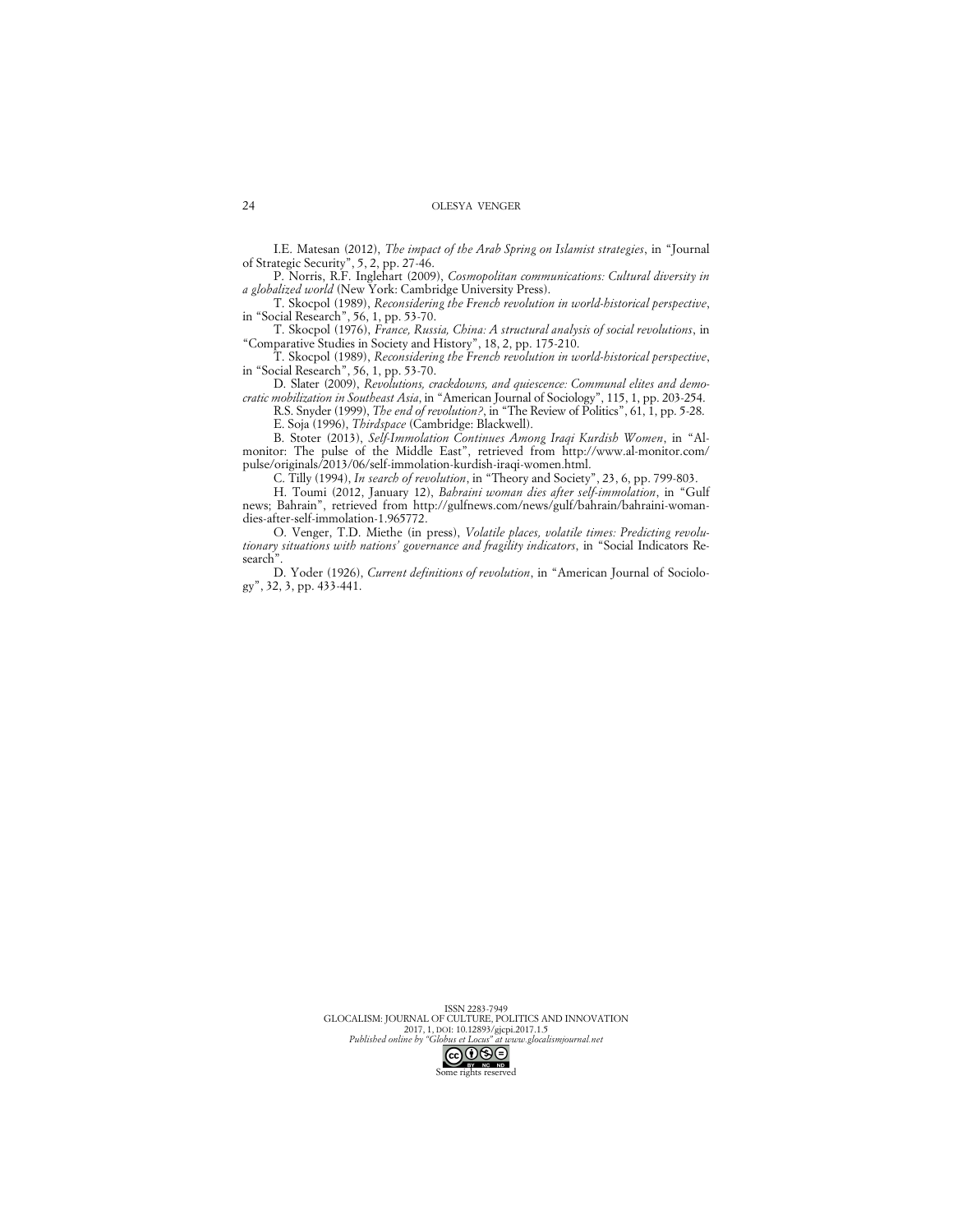I.E. Matesan (2012), *The impact of the Arab Spring on Islamist strategies*, in "Journal of Strategic Security", 5, 2, pp. 27-46.

P. Norris, R.F. Inglehart (2009), *Cosmopolitan communications: Cultural diversity in a globalized world* (New York: Cambridge University Press).

T. Skocpol (1989), *Reconsidering the French revolution in world-historical perspective*, in "Social Research", 56, 1, pp. 53-70.

T. Skocpol (1976), *France, Russia, China: A structural analysis of social revolutions*, in "Comparative Studies in Society and History", 18, 2, pp. 175-210.

T. Skocpol (1989), *Reconsidering the French revolution in world-historical perspective*, in "Social Research", 56, 1, pp. 53-70.

D. Slater (2009), *Revolutions, crackdowns, and quiescence: Communal elites and democratic mobilization in Southeast Asia*, in "American Journal of Sociology", 115, 1, pp. 203-254.

R.S. Snyder (1999), *The end of revolution?*, in "The Review of Politics", 61, 1, pp. 5-28.

E. Soja (1996), *Thirdspace* (Cambridge: Blackwell).

B. Stoter (2013), *Self-Immolation Continues Among Iraqi Kurdish Women*, in "Al-monitor: The pulse of the Middle East", retrieved from http://www.al-monitor.com/pulse/originals/2013/06/self-immolation-kurdish-iraqi-women.html.

C. Tilly (1994), *In search of revolution*, in "Theory and Society", 23, 6, pp. 799-803.

H. Toumi (2012, January 12), *Bahraini woman dies after self-immolation*, in "Gulf news; Bahrain", retrieved from http://gulfnews.com/news/gulf/bahrain/bahraini-woman-dies-after-self-immolation-1.965772.

O. Venger, T.D. Miethe (in press), *Volatile places, volatile times: Predicting revolutionary situations with nations' governance and fragility indicators*, in "Social Indicators Research".

D. Yoder (1926), *Current definitions of revolution*, in "American Journal of Sociology", 32, 3, pp. 433-441.